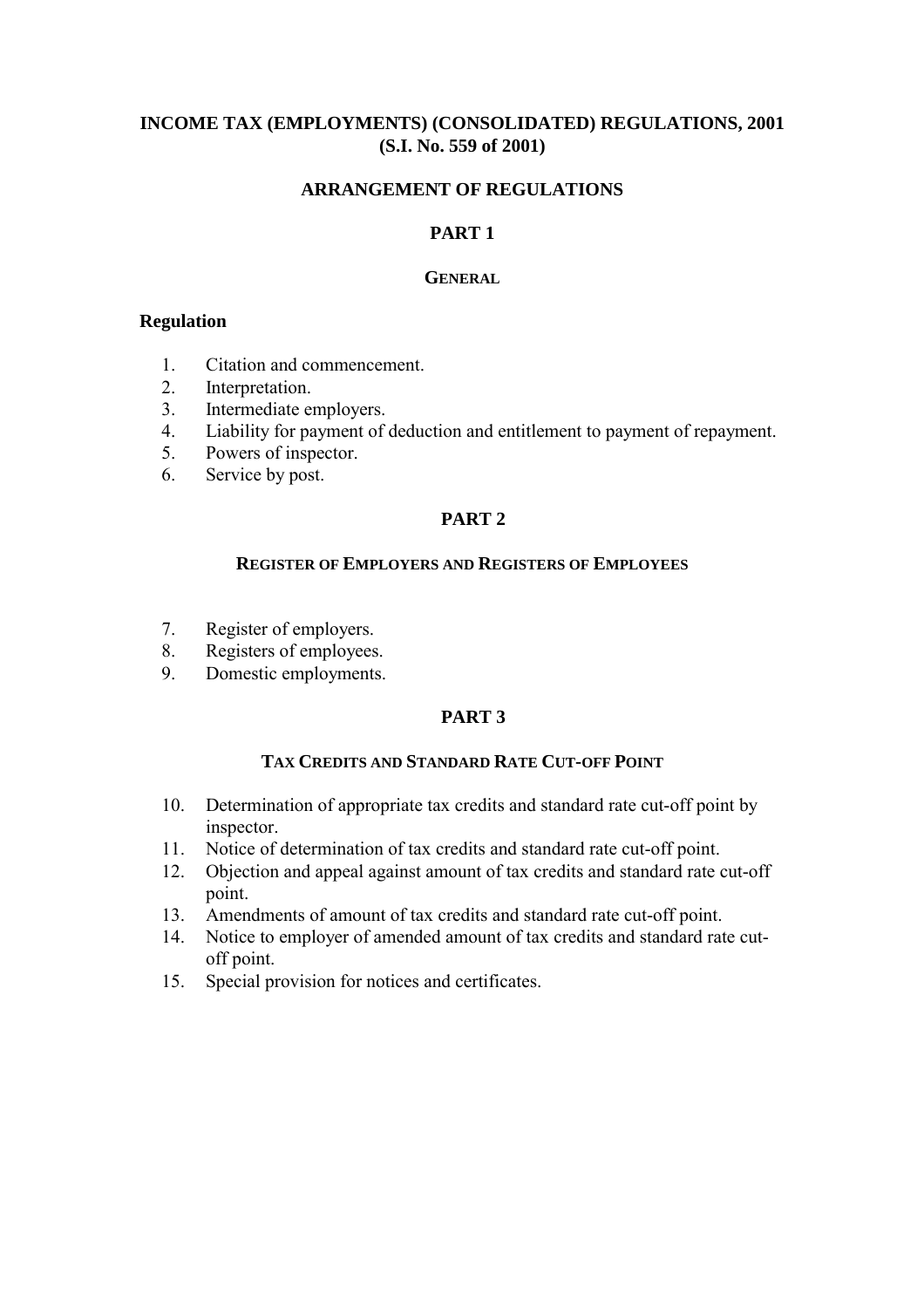# INCOME TAX (EMPLOYMENTS) (CONSOLIDATED) REGULATIONS, 2001 (S.I. No. 559 of 2001)

## ARRANGEMENT OF REGULATIONS

## PART 1

### GENERAL

**Regulation**

1. Citation and commencement.
2. Interpretation.
3. Intermediate employers.
4. Liability for payment of deduction and entitlement to payment of repayment.
5. Powers of inspector.
6. Service by post.

## PART 2

### REGISTER OF EMPLOYERS AND REGISTERS OF EMPLOYEES

7. Register of employers.
8. Registers of employees.
9. Domestic employments.

## PART 3

### TAX CREDITS AND STANDARD RATE CUT-OFF POINT

10. Determination of appropriate tax credits and standard rate cut-off point by inspector.
11. Notice of determination of tax credits and standard rate cut-off point.
12. Objection and appeal against amount of tax credits and standard rate cut-off point.
13. Amendments of amount of tax credits and standard rate cut-off point.
14. Notice to employer of amended amount of tax credits and standard rate cut-off point.
15. Special provision for notices and certificates.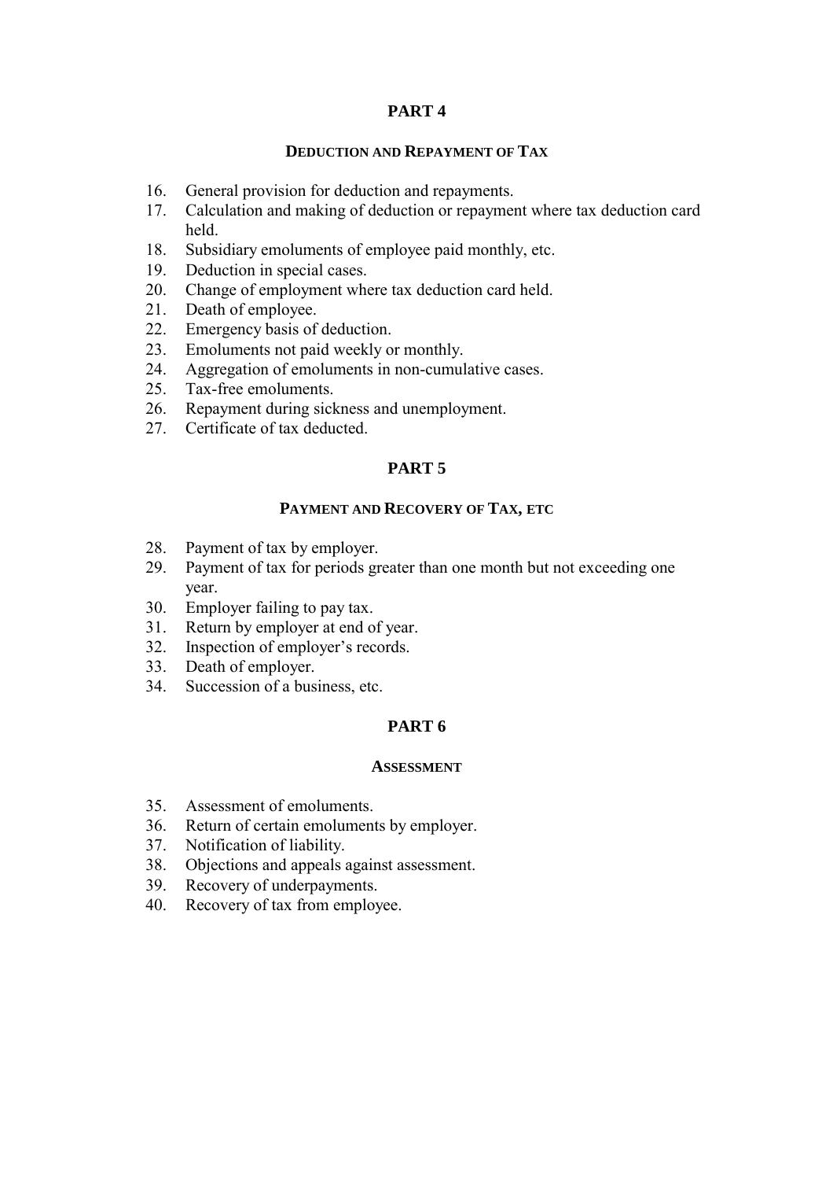## PART 4

### DEDUCTION AND REPAYMENT OF TAX

16. General provision for deduction and repayments.
17. Calculation and making of deduction or repayment where tax deduction card held.
18. Subsidiary emoluments of employee paid monthly, etc.
19. Deduction in special cases.
20. Change of employment where tax deduction card held.
21. Death of employee.
22. Emergency basis of deduction.
23. Emoluments not paid weekly or monthly.
24. Aggregation of emoluments in non-cumulative cases.
25. Tax-free emoluments.
26. Repayment during sickness and unemployment.
27. Certificate of tax deducted.

## PART 5

### PAYMENT AND RECOVERY OF TAX, ETC

28. Payment of tax by employer.
29. Payment of tax for periods greater than one month but not exceeding one year.
30. Employer failing to pay tax.
31. Return by employer at end of year.
32. Inspection of employer's records.
33. Death of employer.
34. Succession of a business, etc.

## PART 6

### ASSESSMENT

35. Assessment of emoluments.
36. Return of certain emoluments by employer.
37. Notification of liability.
38. Objections and appeals against assessment.
39. Recovery of underpayments.
40. Recovery of tax from employee.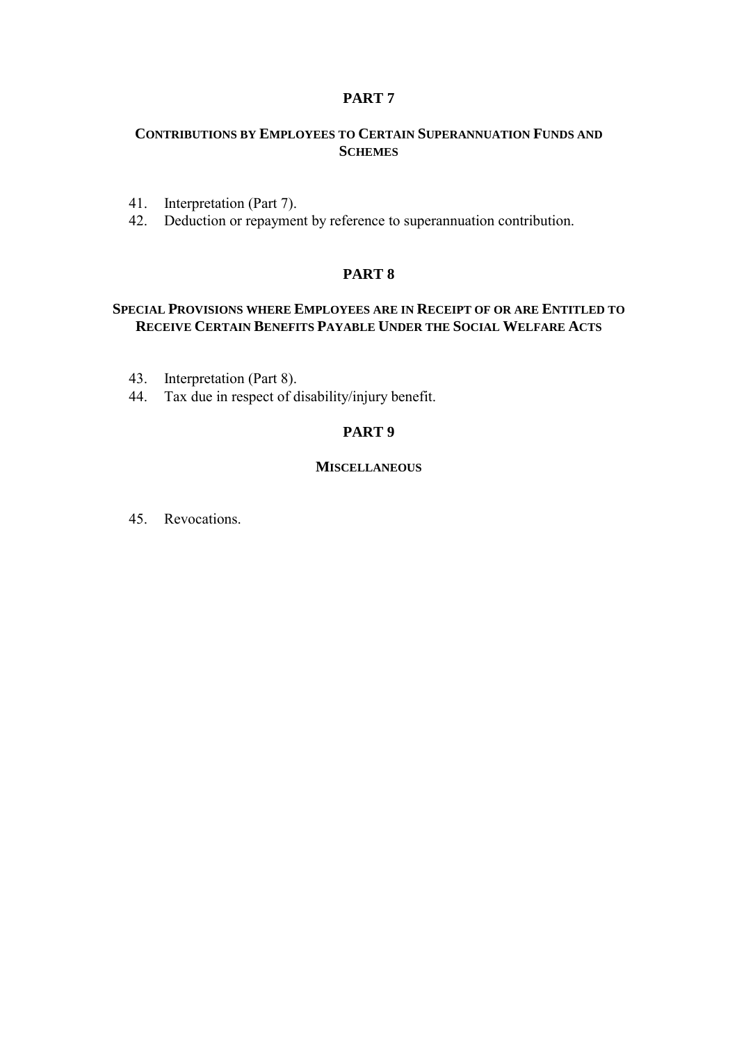## PART 7

### CONTRIBUTIONS BY EMPLOYEES TO CERTAIN SUPERANNUATION FUNDS AND SCHEMES

41. Interpretation (Part 7).
42. Deduction or repayment by reference to superannuation contribution.

## PART 8

### SPECIAL PROVISIONS WHERE EMPLOYEES ARE IN RECEIPT OF OR ARE ENTITLED TO RECEIVE CERTAIN BENEFITS PAYABLE UNDER THE SOCIAL WELFARE ACTS

43. Interpretation (Part 8).
44. Tax due in respect of disability/injury benefit.

## PART 9

### MISCELLANEOUS

45. Revocations.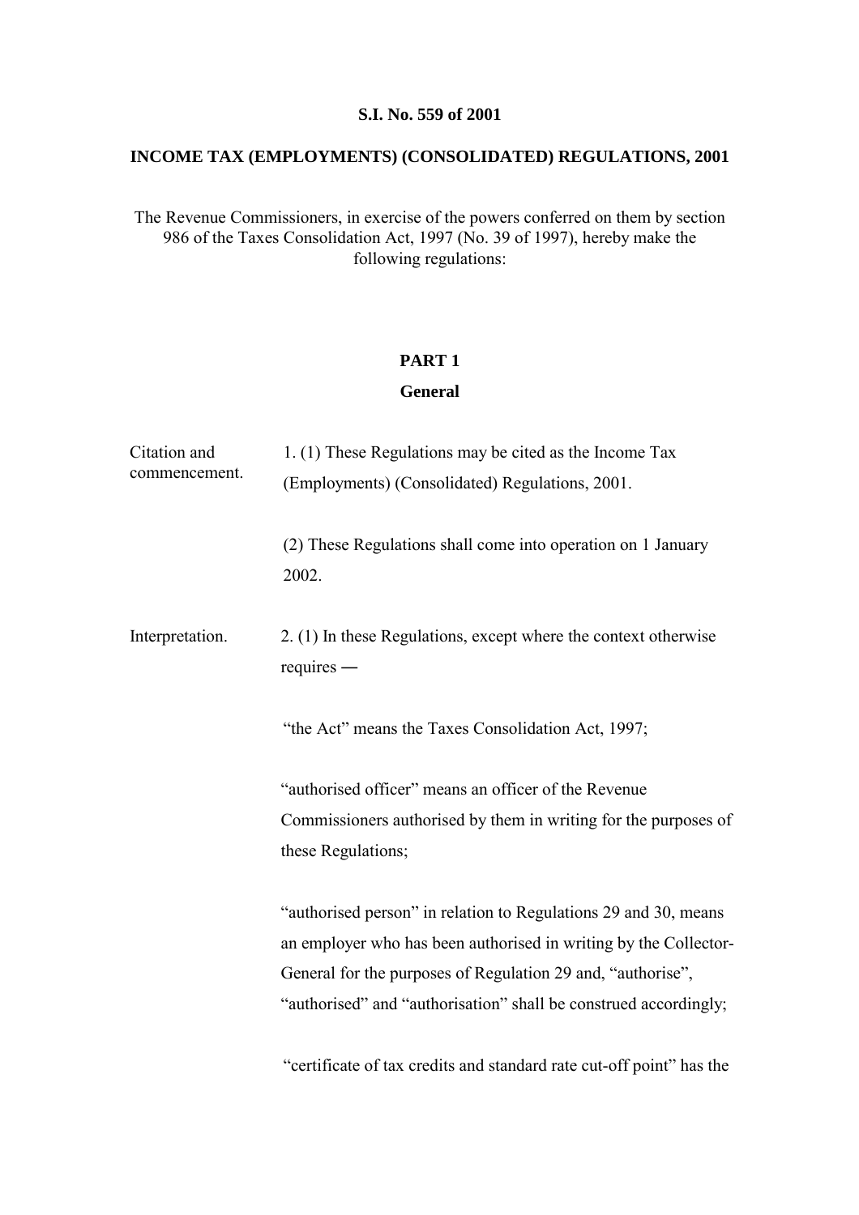**S.I. No. 559 of 2001**

**INCOME TAX (EMPLOYMENTS) (CONSOLIDATED) REGULATIONS, 2001**

The Revenue Commissioners, in exercise of the powers conferred on them by section 986 of the Taxes Consolidation Act, 1997 (No. 39 of 1997), hereby make the following regulations:

## PART 1

## General

Citation and commencement.

1. (1) These Regulations may be cited as the Income Tax (Employments) (Consolidated) Regulations, 2001.

(2) These Regulations shall come into operation on 1 January 2002.

Interpretation.

2. (1) In these Regulations, except where the context otherwise requires —

"the Act" means the Taxes Consolidation Act, 1997;

"authorised officer" means an officer of the Revenue Commissioners authorised by them in writing for the purposes of these Regulations;

"authorised person" in relation to Regulations 29 and 30, means an employer who has been authorised in writing by the Collector-General for the purposes of Regulation 29 and, "authorise", "authorised" and "authorisation" shall be construed accordingly;

"certificate of tax credits and standard rate cut-off point" has the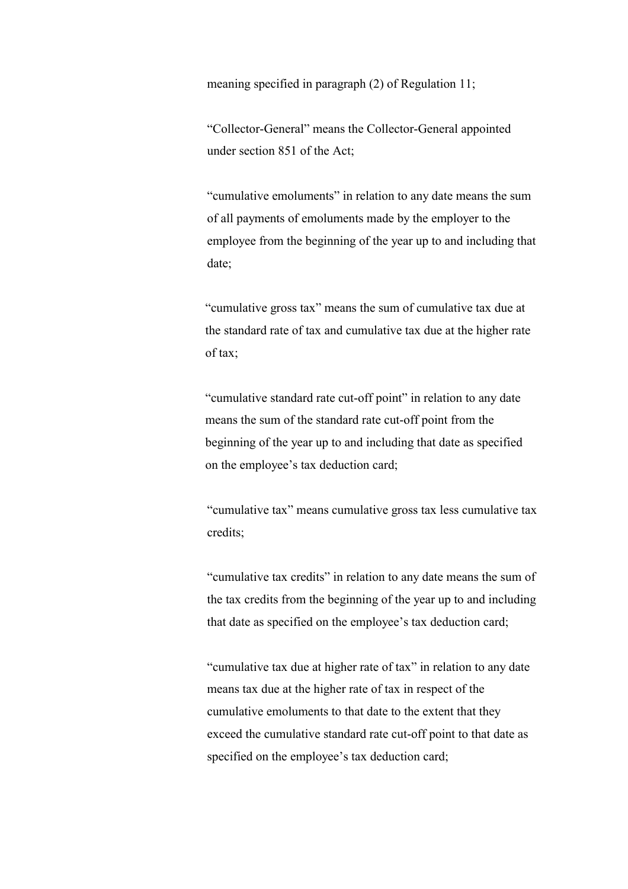meaning specified in paragraph (2) of Regulation 11;

"Collector-General" means the Collector-General appointed under section 851 of the Act;

"cumulative emoluments" in relation to any date means the sum of all payments of emoluments made by the employer to the employee from the beginning of the year up to and including that date;

"cumulative gross tax" means the sum of cumulative tax due at the standard rate of tax and cumulative tax due at the higher rate of tax;

"cumulative standard rate cut-off point" in relation to any date means the sum of the standard rate cut-off point from the beginning of the year up to and including that date as specified on the employee's tax deduction card;

"cumulative tax" means cumulative gross tax less cumulative tax credits;

"cumulative tax credits" in relation to any date means the sum of the tax credits from the beginning of the year up to and including that date as specified on the employee's tax deduction card;

"cumulative tax due at higher rate of tax" in relation to any date means tax due at the higher rate of tax in respect of the cumulative emoluments to that date to the extent that they exceed the cumulative standard rate cut-off point to that date as specified on the employee's tax deduction card;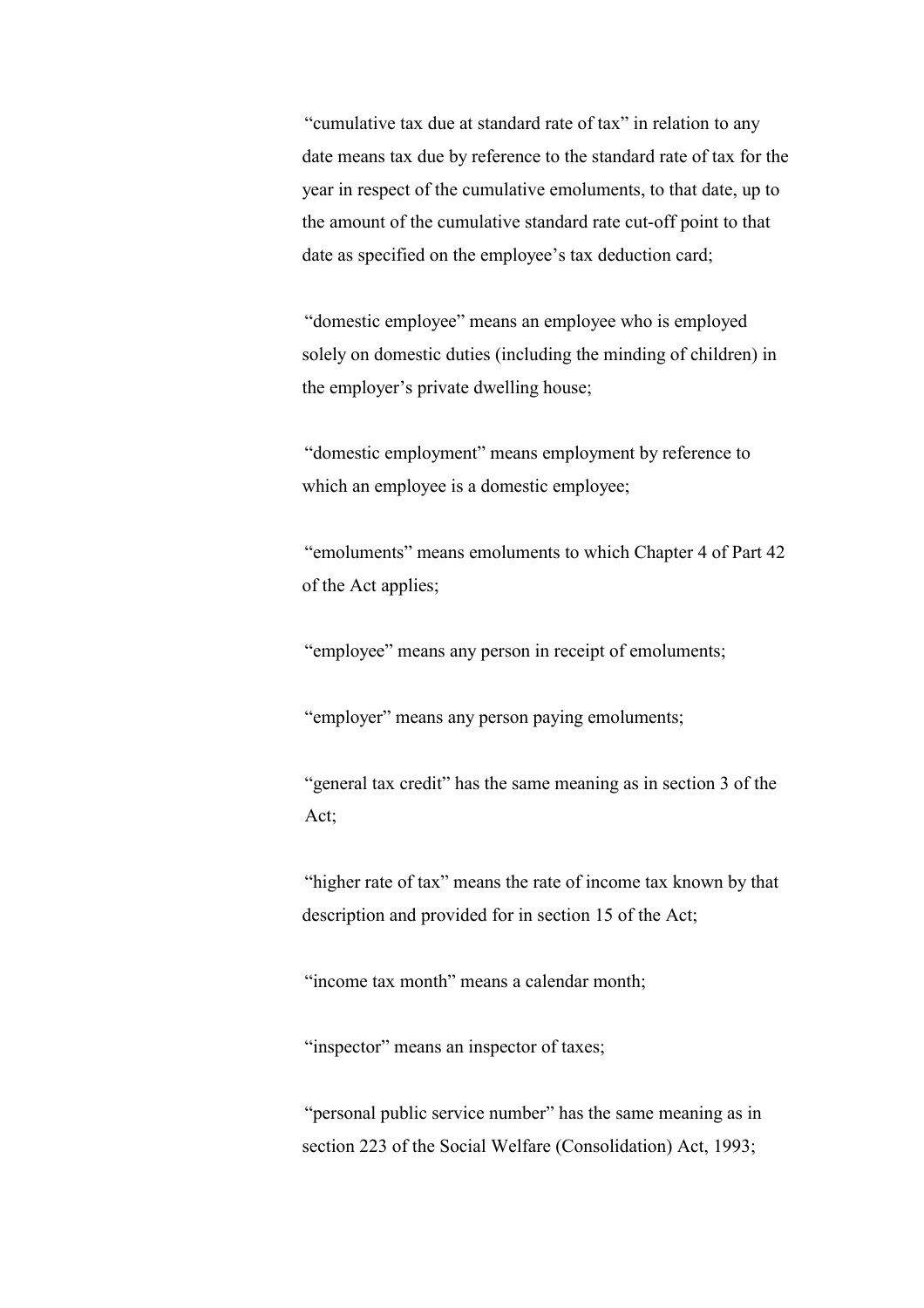"cumulative tax due at standard rate of tax" in relation to any date means tax due by reference to the standard rate of tax for the year in respect of the cumulative emoluments, to that date, up to the amount of the cumulative standard rate cut-off point to that date as specified on the employee's tax deduction card;

"domestic employee" means an employee who is employed solely on domestic duties (including the minding of children) in the employer's private dwelling house;

"domestic employment" means employment by reference to which an employee is a domestic employee;

"emoluments" means emoluments to which Chapter 4 of Part 42 of the Act applies;

"employee" means any person in receipt of emoluments;

"employer" means any person paying emoluments;

"general tax credit" has the same meaning as in section 3 of the Act;

"higher rate of tax" means the rate of income tax known by that description and provided for in section 15 of the Act;

"income tax month" means a calendar month;

"inspector" means an inspector of taxes;

"personal public service number" has the same meaning as in section 223 of the Social Welfare (Consolidation) Act, 1993;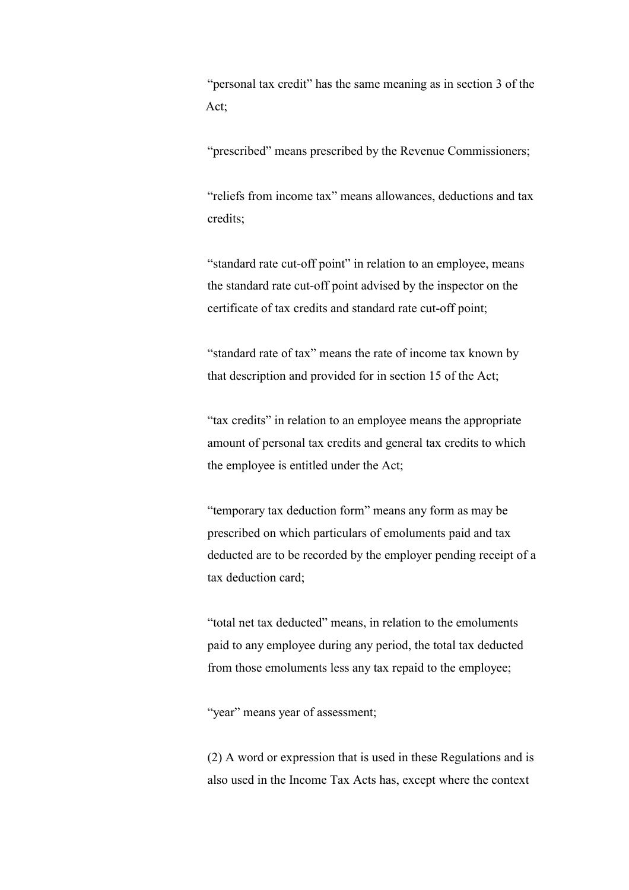"personal tax credit" has the same meaning as in section 3 of the Act;

"prescribed" means prescribed by the Revenue Commissioners;

"reliefs from income tax" means allowances, deductions and tax credits;

"standard rate cut-off point" in relation to an employee, means the standard rate cut-off point advised by the inspector on the certificate of tax credits and standard rate cut-off point;

"standard rate of tax" means the rate of income tax known by that description and provided for in section 15 of the Act;

"tax credits" in relation to an employee means the appropriate amount of personal tax credits and general tax credits to which the employee is entitled under the Act;

"temporary tax deduction form" means any form as may be prescribed on which particulars of emoluments paid and tax deducted are to be recorded by the employer pending receipt of a tax deduction card;

"total net tax deducted" means, in relation to the emoluments paid to any employee during any period, the total tax deducted from those emoluments less any tax repaid to the employee;

"year" means year of assessment;

(2) A word or expression that is used in these Regulations and is also used in the Income Tax Acts has, except where the context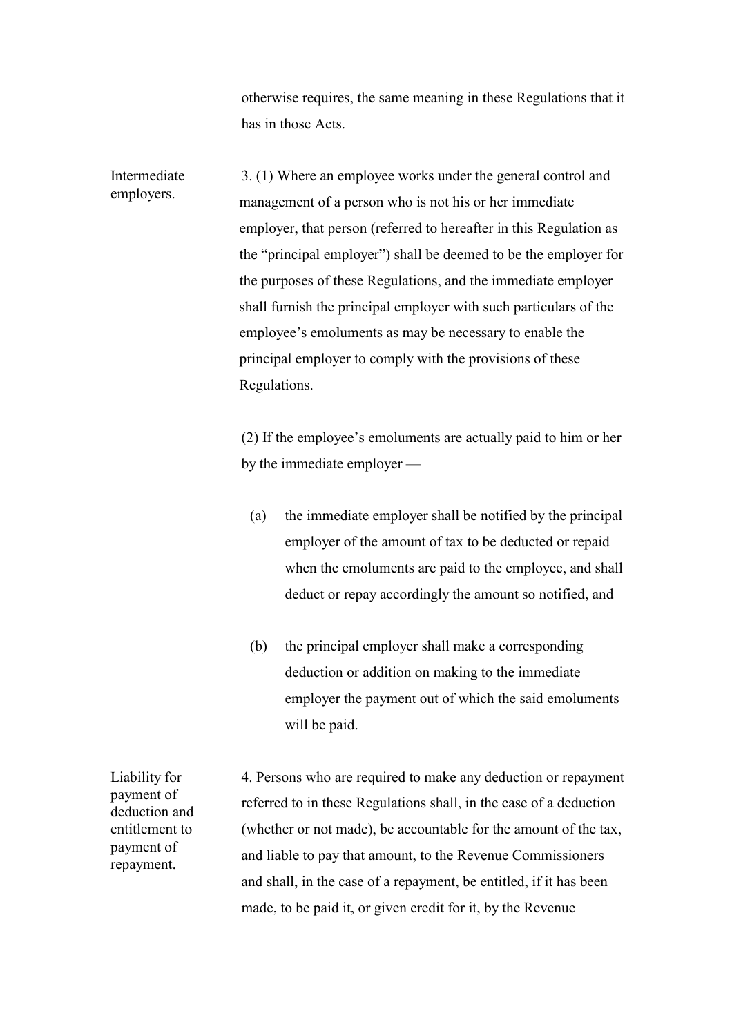otherwise requires, the same meaning in these Regulations that it has in those Acts.

**Intermediate employers.**

3. (1) Where an employee works under the general control and management of a person who is not his or her immediate employer, that person (referred to hereafter in this Regulation as the "principal employer") shall be deemed to be the employer for the purposes of these Regulations, and the immediate employer shall furnish the principal employer with such particulars of the employee's emoluments as may be necessary to enable the principal employer to comply with the provisions of these Regulations.

(2) If the employee's emoluments are actually paid to him or her by the immediate employer —

(a) the immediate employer shall be notified by the principal employer of the amount of tax to be deducted or repaid when the emoluments are paid to the employee, and shall deduct or repay accordingly the amount so notified, and

(b) the principal employer shall make a corresponding deduction or addition on making to the immediate employer the payment out of which the said emoluments will be paid.

**Liability for payment of deduction and entitlement to payment of repayment.**

4. Persons who are required to make any deduction or repayment referred to in these Regulations shall, in the case of a deduction (whether or not made), be accountable for the amount of the tax, and liable to pay that amount, to the Revenue Commissioners and shall, in the case of a repayment, be entitled, if it has been made, to be paid it, or given credit for it, by the Revenue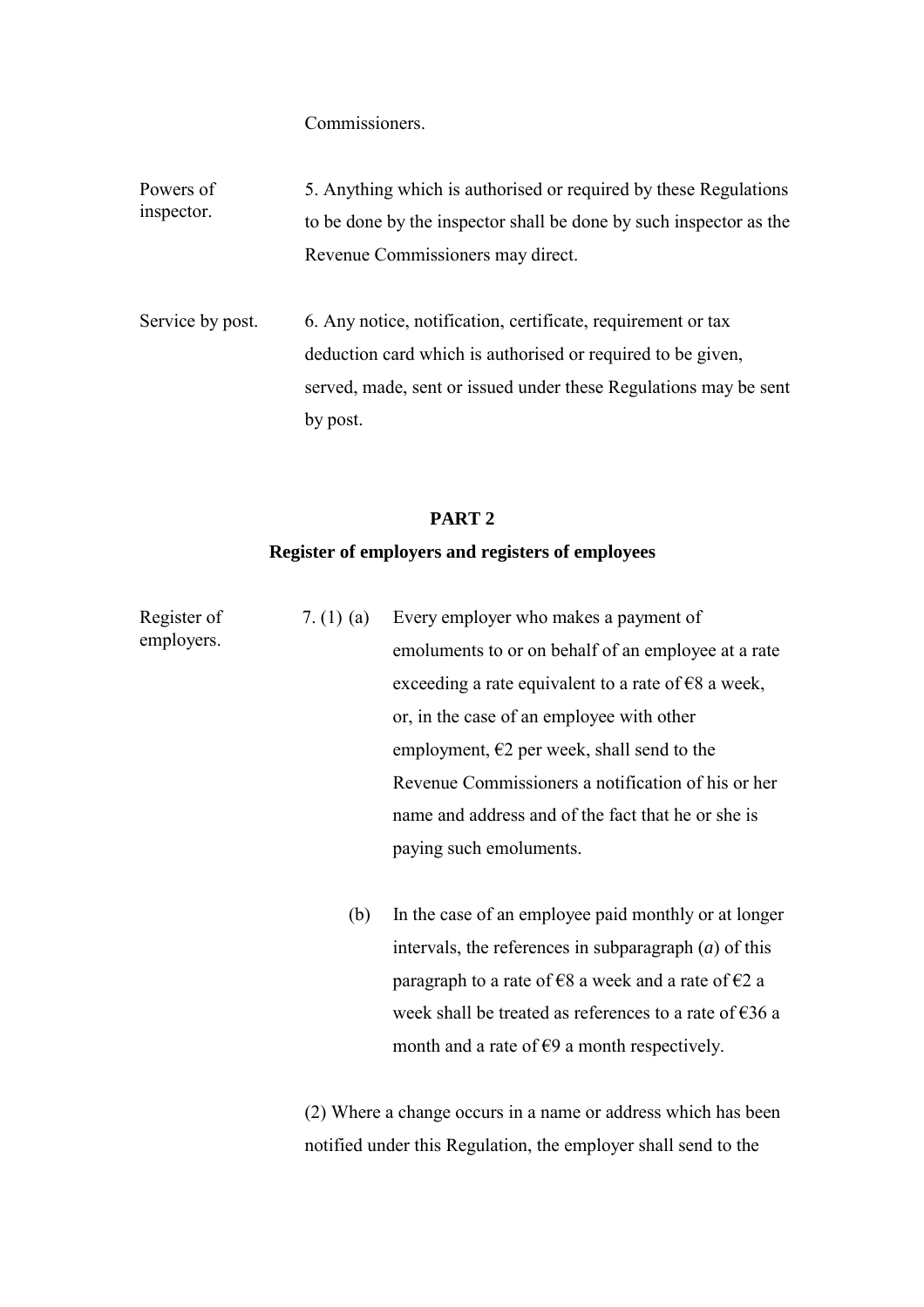Commissioners.

Powers of inspector.

5. Anything which is authorised or required by these Regulations to be done by the inspector shall be done by such inspector as the Revenue Commissioners may direct.

Service by post.

6. Any notice, notification, certificate, requirement or tax deduction card which is authorised or required to be given, served, made, sent or issued under these Regulations may be sent by post.

## PART 2

## Register of employers and registers of employees

Register of employers.

7. (1) (a) Every employer who makes a payment of emoluments to or on behalf of an employee at a rate exceeding a rate equivalent to a rate of €8 a week, or, in the case of an employee with other employment, €2 per week, shall send to the Revenue Commissioners a notification of his or her name and address and of the fact that he or she is paying such emoluments.

(b) In the case of an employee paid monthly or at longer intervals, the references in subparagraph (*a*) of this paragraph to a rate of €8 a week and a rate of €2 a week shall be treated as references to a rate of €36 a month and a rate of €9 a month respectively.

(2) Where a change occurs in a name or address which has been notified under this Regulation, the employer shall send to the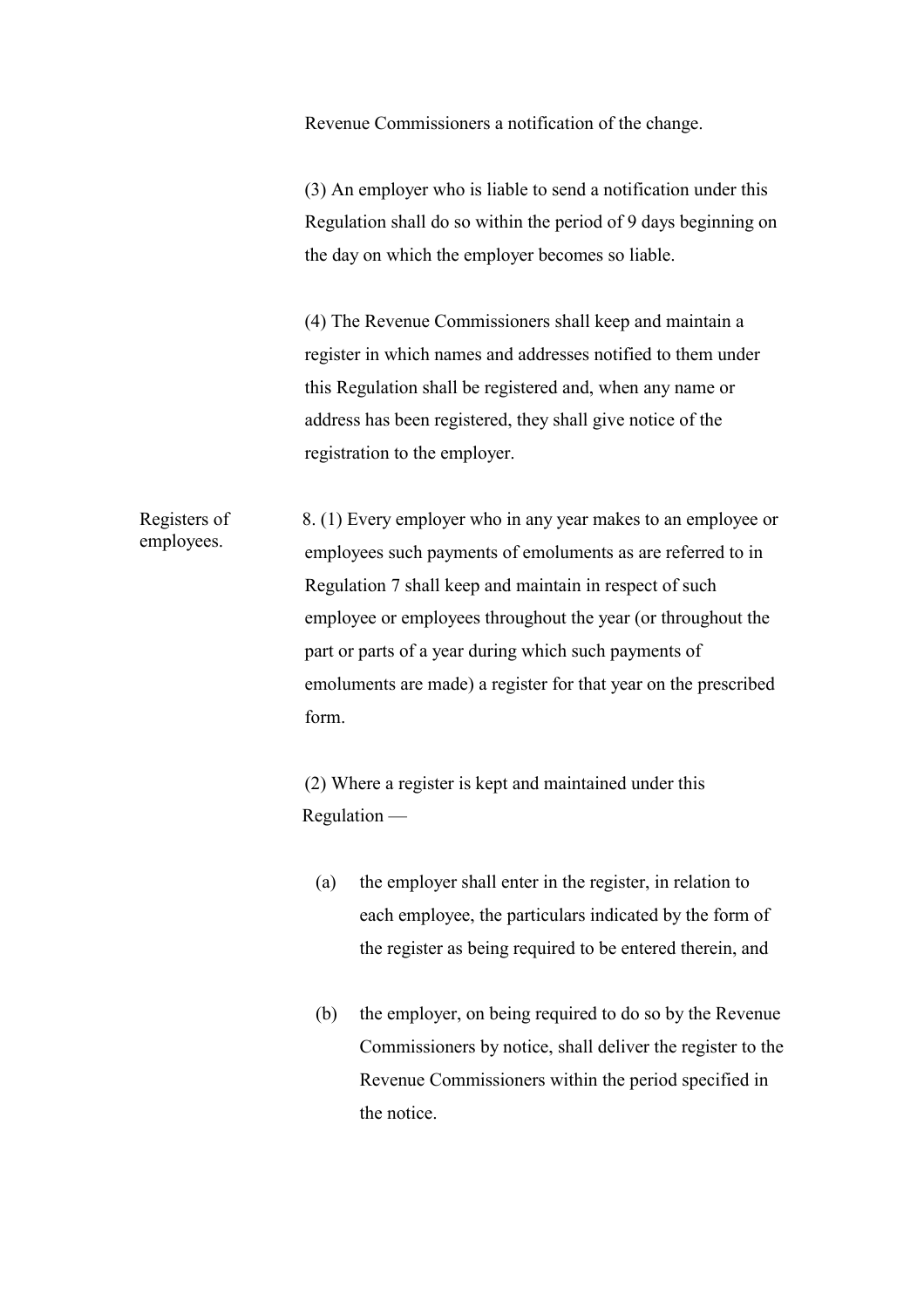Revenue Commissioners a notification of the change.

(3) An employer who is liable to send a notification under this Regulation shall do so within the period of 9 days beginning on the day on which the employer becomes so liable.

(4) The Revenue Commissioners shall keep and maintain a register in which names and addresses notified to them under this Regulation shall be registered and, when any name or address has been registered, they shall give notice of the registration to the employer.

Registers of employees.

8. (1) Every employer who in any year makes to an employee or employees such payments of emoluments as are referred to in Regulation 7 shall keep and maintain in respect of such employee or employees throughout the year (or throughout the part or parts of a year during which such payments of emoluments are made) a register for that year on the prescribed form.

(2) Where a register is kept and maintained under this Regulation —

(a) the employer shall enter in the register, in relation to each employee, the particulars indicated by the form of the register as being required to be entered therein, and

(b) the employer, on being required to do so by the Revenue Commissioners by notice, shall deliver the register to the Revenue Commissioners within the period specified in the notice.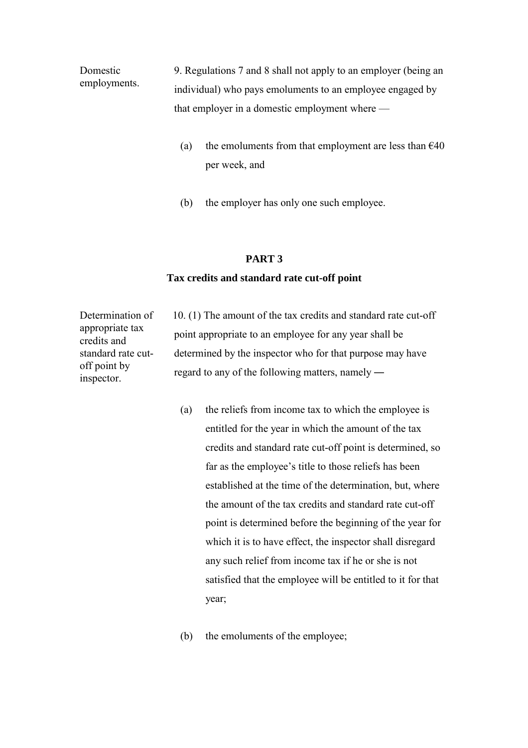Domestic employments.

9. Regulations 7 and 8 shall not apply to an employer (being an individual) who pays emoluments to an employee engaged by that employer in a domestic employment where —

(a) the emoluments from that employment are less than €40 per week, and

(b) the employer has only one such employee.

## PART 3

### Tax credits and standard rate cut-off point

Determination of appropriate tax credits and standard rate cut-off point by inspector.

10. (1) The amount of the tax credits and standard rate cut-off point appropriate to an employee for any year shall be determined by the inspector who for that purpose may have regard to any of the following matters, namely —

(a) the reliefs from income tax to which the employee is entitled for the year in which the amount of the tax credits and standard rate cut-off point is determined, so far as the employee's title to those reliefs has been established at the time of the determination, but, where the amount of the tax credits and standard rate cut-off point is determined before the beginning of the year for which it is to have effect, the inspector shall disregard any such relief from income tax if he or she is not satisfied that the employee will be entitled to it for that year;

(b) the emoluments of the employee;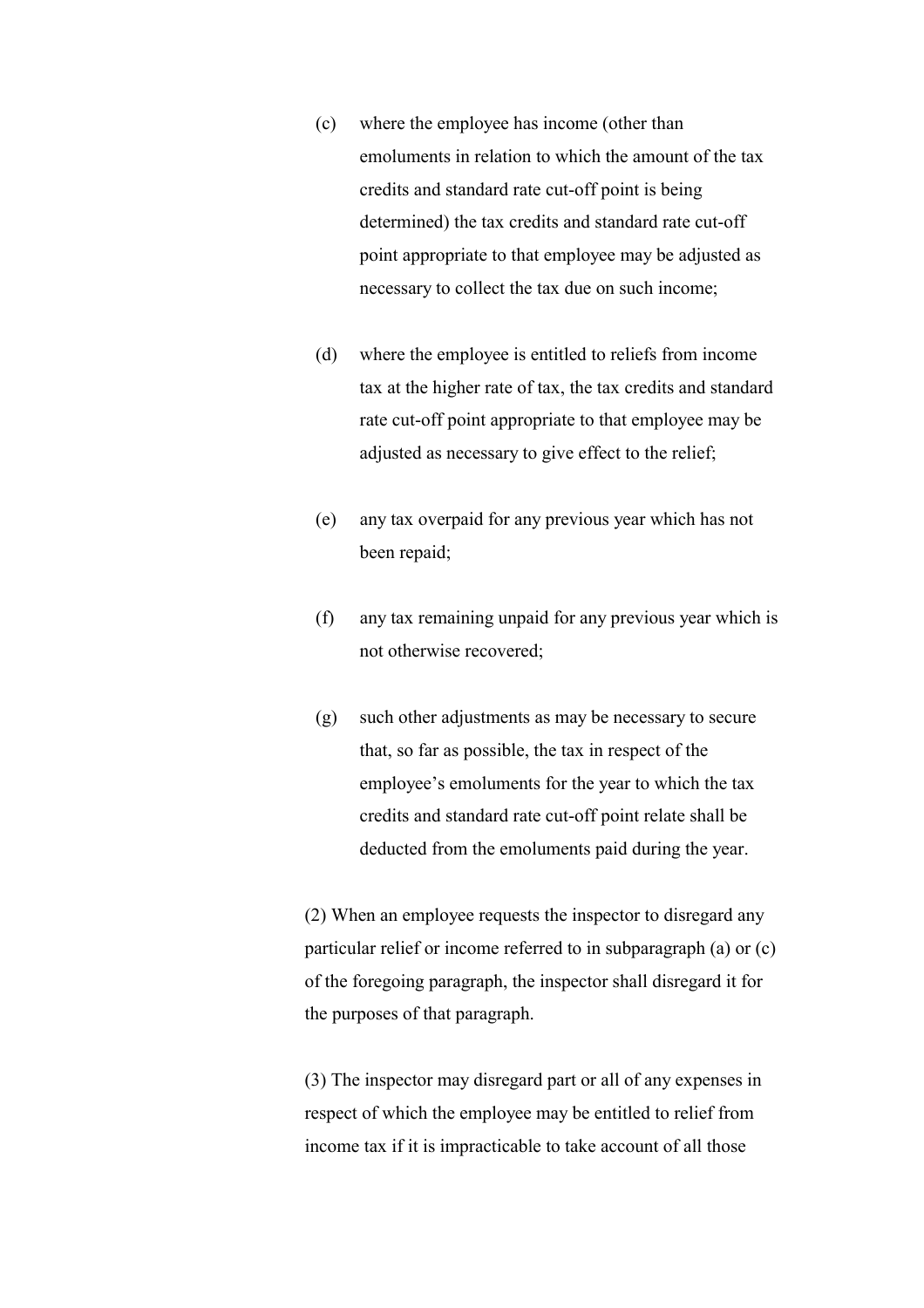(c) where the employee has income (other than emoluments in relation to which the amount of the tax credits and standard rate cut-off point is being determined) the tax credits and standard rate cut-off point appropriate to that employee may be adjusted as necessary to collect the tax due on such income;

(d) where the employee is entitled to reliefs from income tax at the higher rate of tax, the tax credits and standard rate cut-off point appropriate to that employee may be adjusted as necessary to give effect to the relief;

(e) any tax overpaid for any previous year which has not been repaid;

(f) any tax remaining unpaid for any previous year which is not otherwise recovered;

(g) such other adjustments as may be necessary to secure that, so far as possible, the tax in respect of the employee's emoluments for the year to which the tax credits and standard rate cut-off point relate shall be deducted from the emoluments paid during the year.

(2) When an employee requests the inspector to disregard any particular relief or income referred to in subparagraph (a) or (c) of the foregoing paragraph, the inspector shall disregard it for the purposes of that paragraph.

(3) The inspector may disregard part or all of any expenses in respect of which the employee may be entitled to relief from income tax if it is impracticable to take account of all those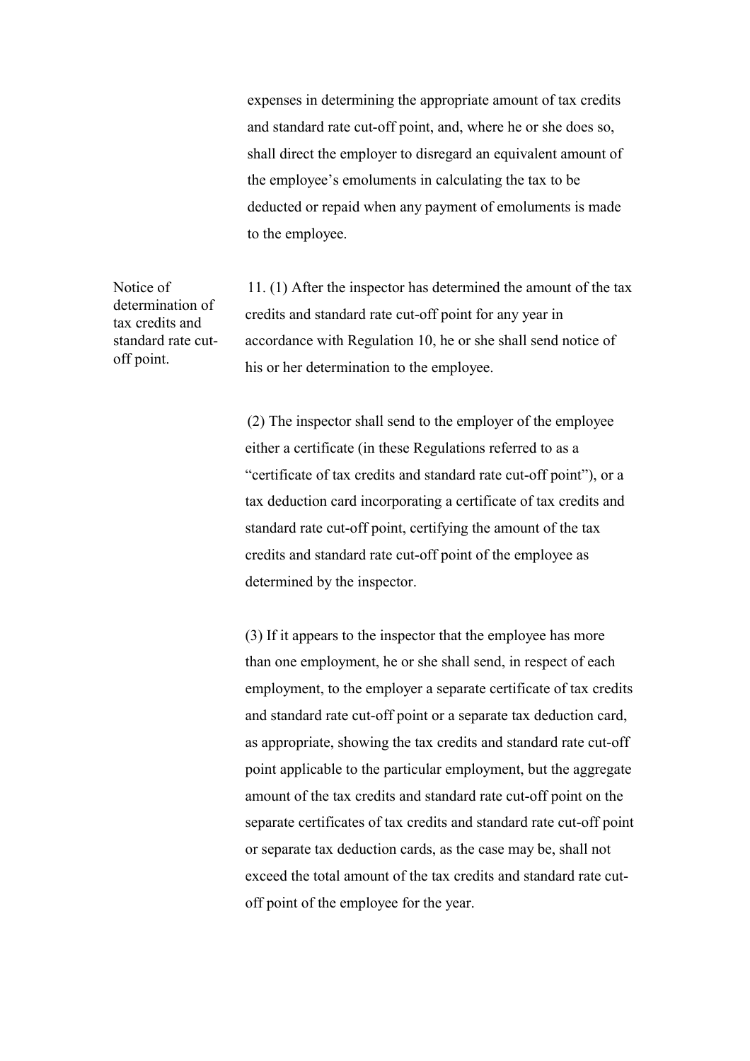expenses in determining the appropriate amount of tax credits and standard rate cut-off point, and, where he or she does so, shall direct the employer to disregard an equivalent amount of the employee's emoluments in calculating the tax to be deducted or repaid when any payment of emoluments is made to the employee.

Notice of determination of tax credits and standard rate cut-off point.

11. (1) After the inspector has determined the amount of the tax credits and standard rate cut-off point for any year in accordance with Regulation 10, he or she shall send notice of his or her determination to the employee.

(2) The inspector shall send to the employer of the employee either a certificate (in these Regulations referred to as a "certificate of tax credits and standard rate cut-off point"), or a tax deduction card incorporating a certificate of tax credits and standard rate cut-off point, certifying the amount of the tax credits and standard rate cut-off point of the employee as determined by the inspector.

(3) If it appears to the inspector that the employee has more than one employment, he or she shall send, in respect of each employment, to the employer a separate certificate of tax credits and standard rate cut-off point or a separate tax deduction card, as appropriate, showing the tax credits and standard rate cut-off point applicable to the particular employment, but the aggregate amount of the tax credits and standard rate cut-off point on the separate certificates of tax credits and standard rate cut-off point or separate tax deduction cards, as the case may be, shall not exceed the total amount of the tax credits and standard rate cut-off point of the employee for the year.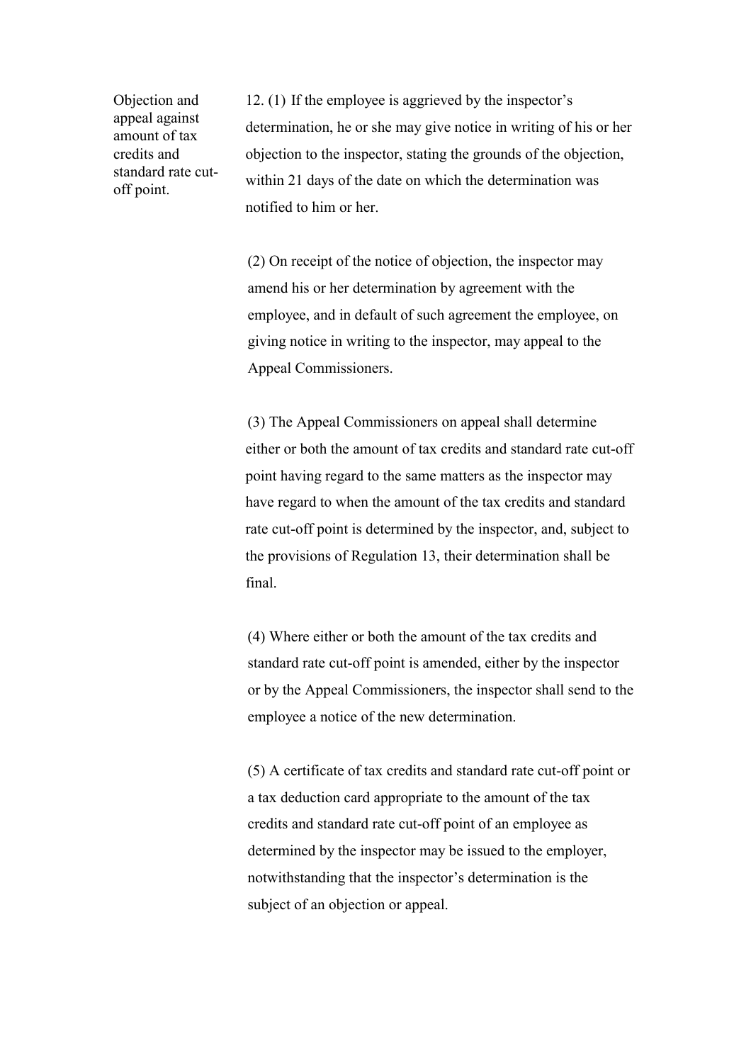**Objection and appeal against amount of tax credits and standard rate cut-off point.**

12. (1) If the employee is aggrieved by the inspector's determination, he or she may give notice in writing of his or her objection to the inspector, stating the grounds of the objection, within 21 days of the date on which the determination was notified to him or her.

(2) On receipt of the notice of objection, the inspector may amend his or her determination by agreement with the employee, and in default of such agreement the employee, on giving notice in writing to the inspector, may appeal to the Appeal Commissioners.

(3) The Appeal Commissioners on appeal shall determine either or both the amount of tax credits and standard rate cut-off point having regard to the same matters as the inspector may have regard to when the amount of the tax credits and standard rate cut-off point is determined by the inspector, and, subject to the provisions of Regulation 13, their determination shall be final.

(4) Where either or both the amount of the tax credits and standard rate cut-off point is amended, either by the inspector or by the Appeal Commissioners, the inspector shall send to the employee a notice of the new determination.

(5) A certificate of tax credits and standard rate cut-off point or a tax deduction card appropriate to the amount of the tax credits and standard rate cut-off point of an employee as determined by the inspector may be issued to the employer, notwithstanding that the inspector's determination is the subject of an objection or appeal.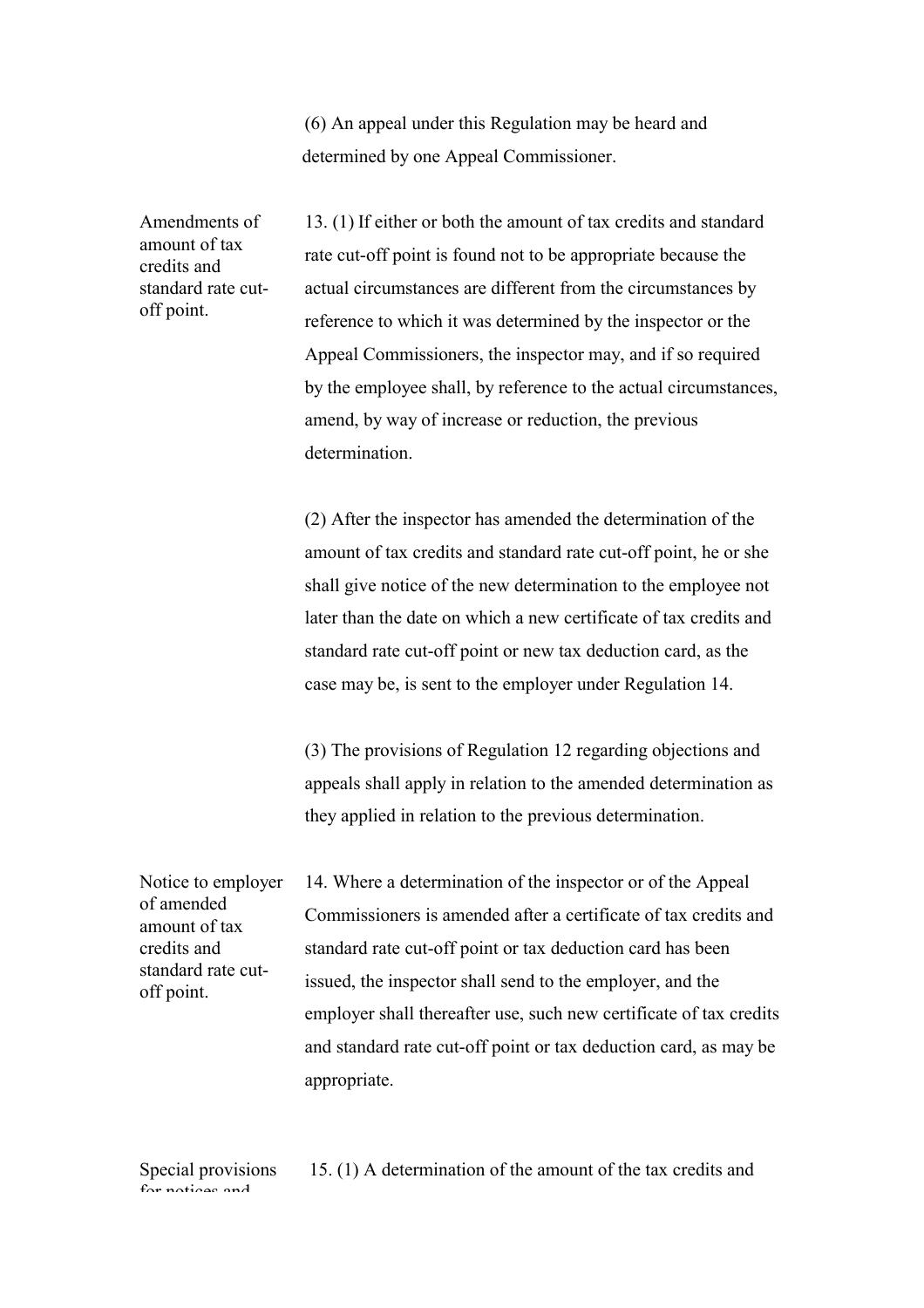(6) An appeal under this Regulation may be heard and determined by one Appeal Commissioner.

**Amendments of amount of tax credits and standard rate cut-off point.**

13. (1) If either or both the amount of tax credits and standard rate cut-off point is found not to be appropriate because the actual circumstances are different from the circumstances by reference to which it was determined by the inspector or the Appeal Commissioners, the inspector may, and if so required by the employee shall, by reference to the actual circumstances, amend, by way of increase or reduction, the previous determination.

(2) After the inspector has amended the determination of the amount of tax credits and standard rate cut-off point, he or she shall give notice of the new determination to the employee not later than the date on which a new certificate of tax credits and standard rate cut-off point or new tax deduction card, as the case may be, is sent to the employer under Regulation 14.

(3) The provisions of Regulation 12 regarding objections and appeals shall apply in relation to the amended determination as they applied in relation to the previous determination.

**Notice to employer of amended amount of tax credits and standard rate cut-off point.**

14. Where a determination of the inspector or of the Appeal Commissioners is amended after a certificate of tax credits and standard rate cut-off point or tax deduction card has been issued, the inspector shall send to the employer, and the employer shall thereafter use, such new certificate of tax credits and standard rate cut-off point or tax deduction card, as may be appropriate.

**Special provisions for notices and**

15. (1) A determination of the amount of the tax credits and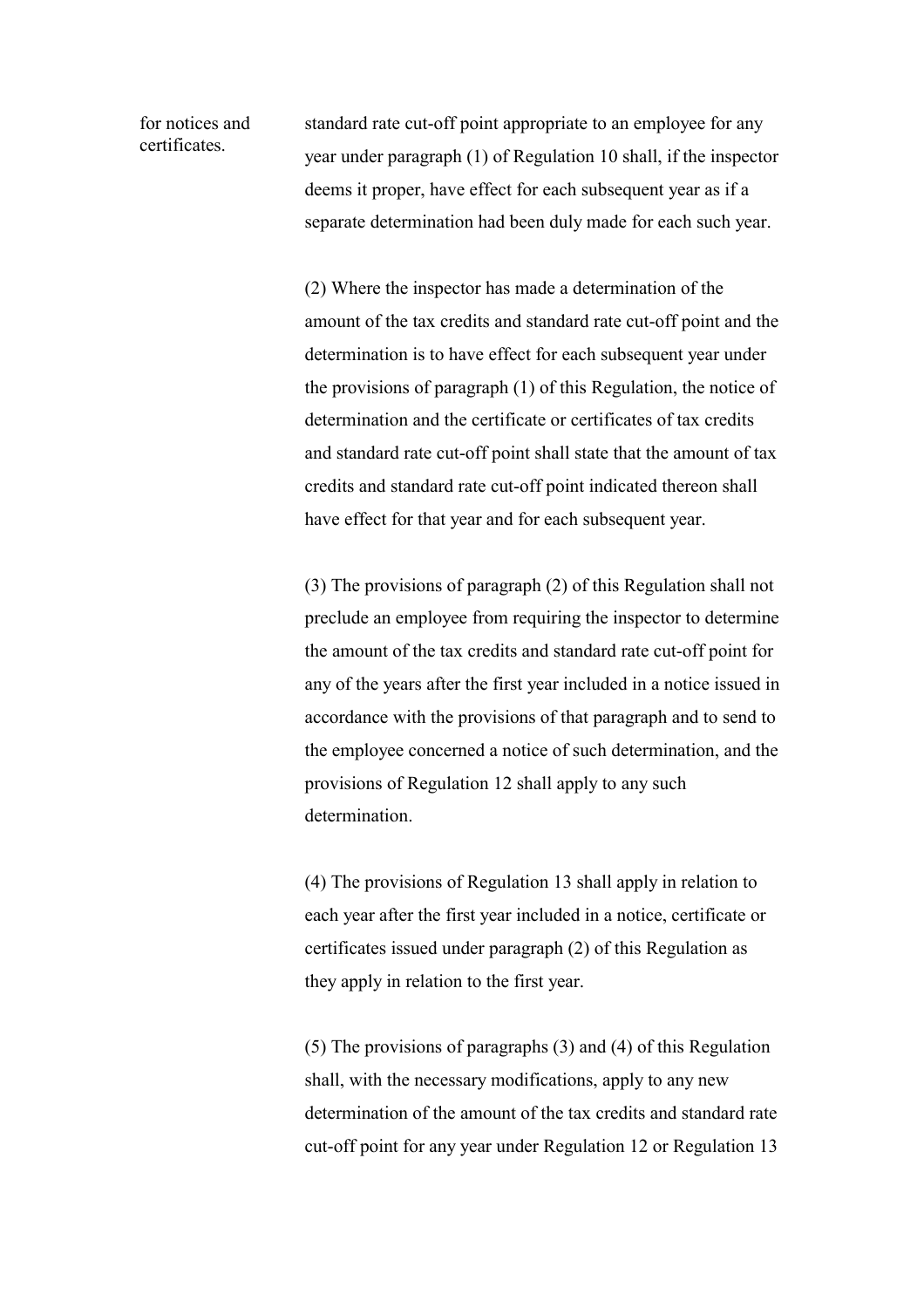for notices and certificates.

standard rate cut-off point appropriate to an employee for any year under paragraph (1) of Regulation 10 shall, if the inspector deems it proper, have effect for each subsequent year as if a separate determination had been duly made for each such year.

(2) Where the inspector has made a determination of the amount of the tax credits and standard rate cut-off point and the determination is to have effect for each subsequent year under the provisions of paragraph (1) of this Regulation, the notice of determination and the certificate or certificates of tax credits and standard rate cut-off point shall state that the amount of tax credits and standard rate cut-off point indicated thereon shall have effect for that year and for each subsequent year.

(3) The provisions of paragraph (2) of this Regulation shall not preclude an employee from requiring the inspector to determine the amount of the tax credits and standard rate cut-off point for any of the years after the first year included in a notice issued in accordance with the provisions of that paragraph and to send to the employee concerned a notice of such determination, and the provisions of Regulation 12 shall apply to any such determination.

(4) The provisions of Regulation 13 shall apply in relation to each year after the first year included in a notice, certificate or certificates issued under paragraph (2) of this Regulation as they apply in relation to the first year.

(5) The provisions of paragraphs (3) and (4) of this Regulation shall, with the necessary modifications, apply to any new determination of the amount of the tax credits and standard rate cut-off point for any year under Regulation 12 or Regulation 13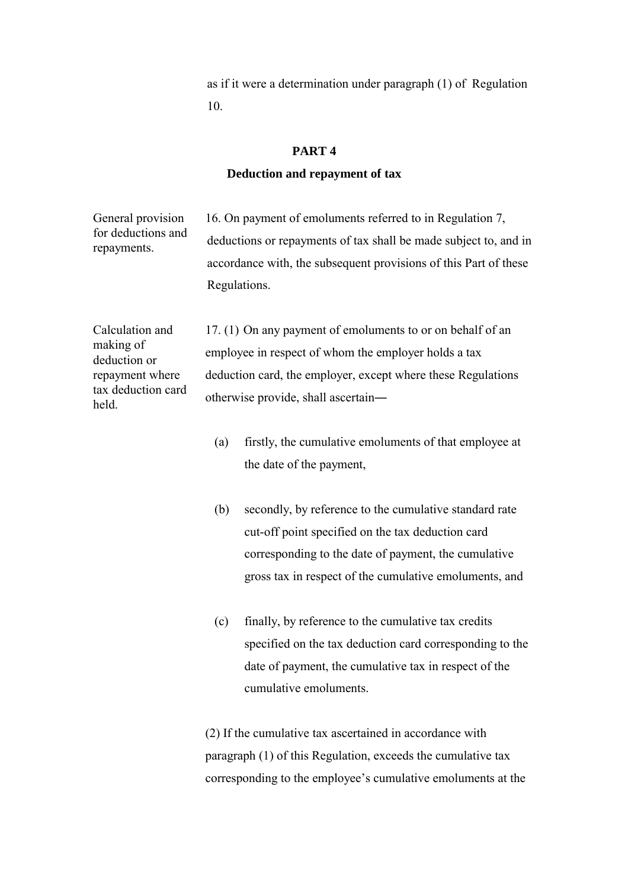as if it were a determination under paragraph (1) of Regulation 10.

## PART 4

### Deduction and repayment of tax

General provision for deductions and repayments.

16. On payment of emoluments referred to in Regulation 7, deductions or repayments of tax shall be made subject to, and in accordance with, the subsequent provisions of this Part of these Regulations.

Calculation and making of deduction or repayment where tax deduction card held.

17. (1) On any payment of emoluments to or on behalf of an employee in respect of whom the employer holds a tax deduction card, the employer, except where these Regulations otherwise provide, shall ascertain―

(a) firstly, the cumulative emoluments of that employee at the date of the payment,

(b) secondly, by reference to the cumulative standard rate cut-off point specified on the tax deduction card corresponding to the date of payment, the cumulative gross tax in respect of the cumulative emoluments, and

(c) finally, by reference to the cumulative tax credits specified on the tax deduction card corresponding to the date of payment, the cumulative tax in respect of the cumulative emoluments.

(2) If the cumulative tax ascertained in accordance with paragraph (1) of this Regulation, exceeds the cumulative tax corresponding to the employee's cumulative emoluments at the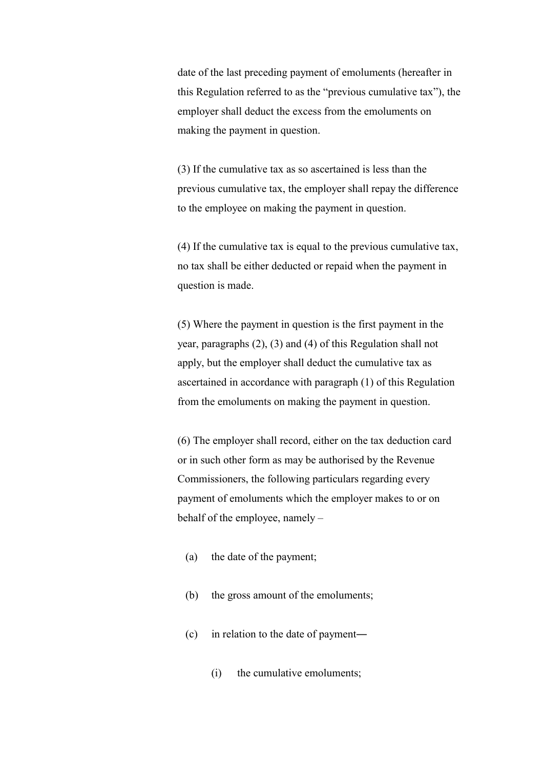date of the last preceding payment of emoluments (hereafter in this Regulation referred to as the "previous cumulative tax"), the employer shall deduct the excess from the emoluments on making the payment in question.

(3) If the cumulative tax as so ascertained is less than the previous cumulative tax, the employer shall repay the difference to the employee on making the payment in question.

(4) If the cumulative tax is equal to the previous cumulative tax, no tax shall be either deducted or repaid when the payment in question is made.

(5) Where the payment in question is the first payment in the year, paragraphs (2), (3) and (4) of this Regulation shall not apply, but the employer shall deduct the cumulative tax as ascertained in accordance with paragraph (1) of this Regulation from the emoluments on making the payment in question.

(6) The employer shall record, either on the tax deduction card or in such other form as may be authorised by the Revenue Commissioners, the following particulars regarding every payment of emoluments which the employer makes to or on behalf of the employee, namely –

- (a) the date of the payment;
- (b) the gross amount of the emoluments;
- (c) in relation to the date of payment—
    - (i) the cumulative emoluments;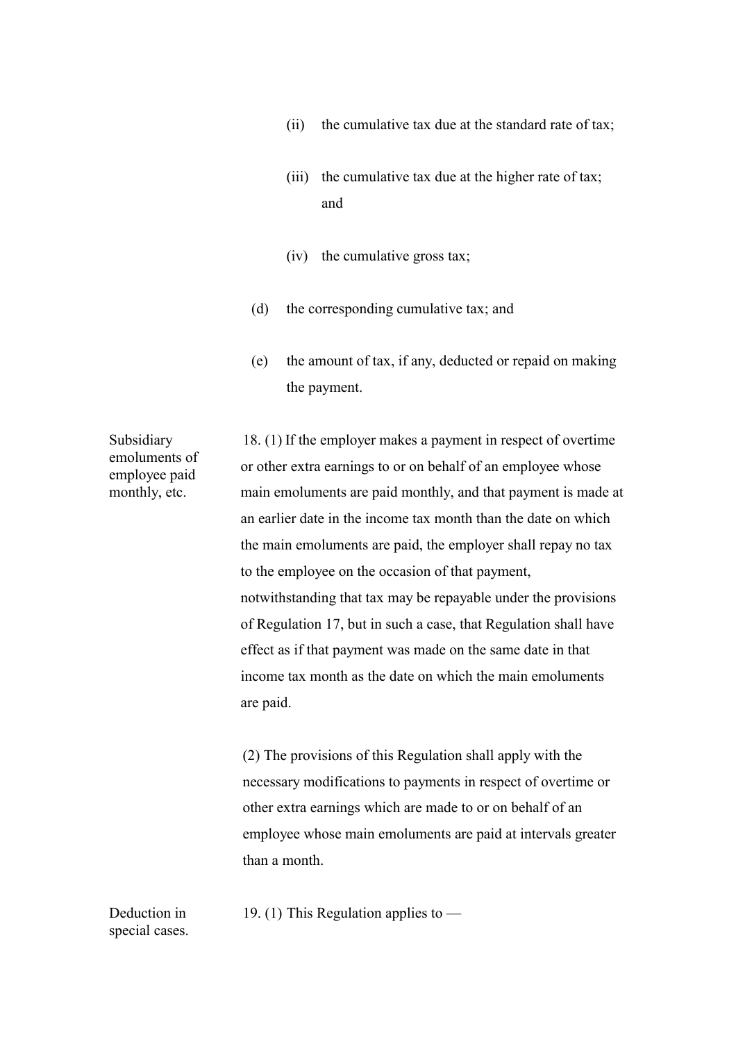(ii) the cumulative tax due at the standard rate of tax;

(iii) the cumulative tax due at the higher rate of tax; and

(iv) the cumulative gross tax;

(d) the corresponding cumulative tax; and

(e) the amount of tax, if any, deducted or repaid on making the payment.

Subsidiary emoluments of employee paid monthly, etc.

18. (1) If the employer makes a payment in respect of overtime or other extra earnings to or on behalf of an employee whose main emoluments are paid monthly, and that payment is made at an earlier date in the income tax month than the date on which the main emoluments are paid, the employer shall repay no tax to the employee on the occasion of that payment, notwithstanding that tax may be repayable under the provisions of Regulation 17, but in such a case, that Regulation shall have effect as if that payment was made on the same date in that income tax month as the date on which the main emoluments are paid.

(2) The provisions of this Regulation shall apply with the necessary modifications to payments in respect of overtime or other extra earnings which are made to or on behalf of an employee whose main emoluments are paid at intervals greater than a month.

Deduction in special cases.

19. (1) This Regulation applies to —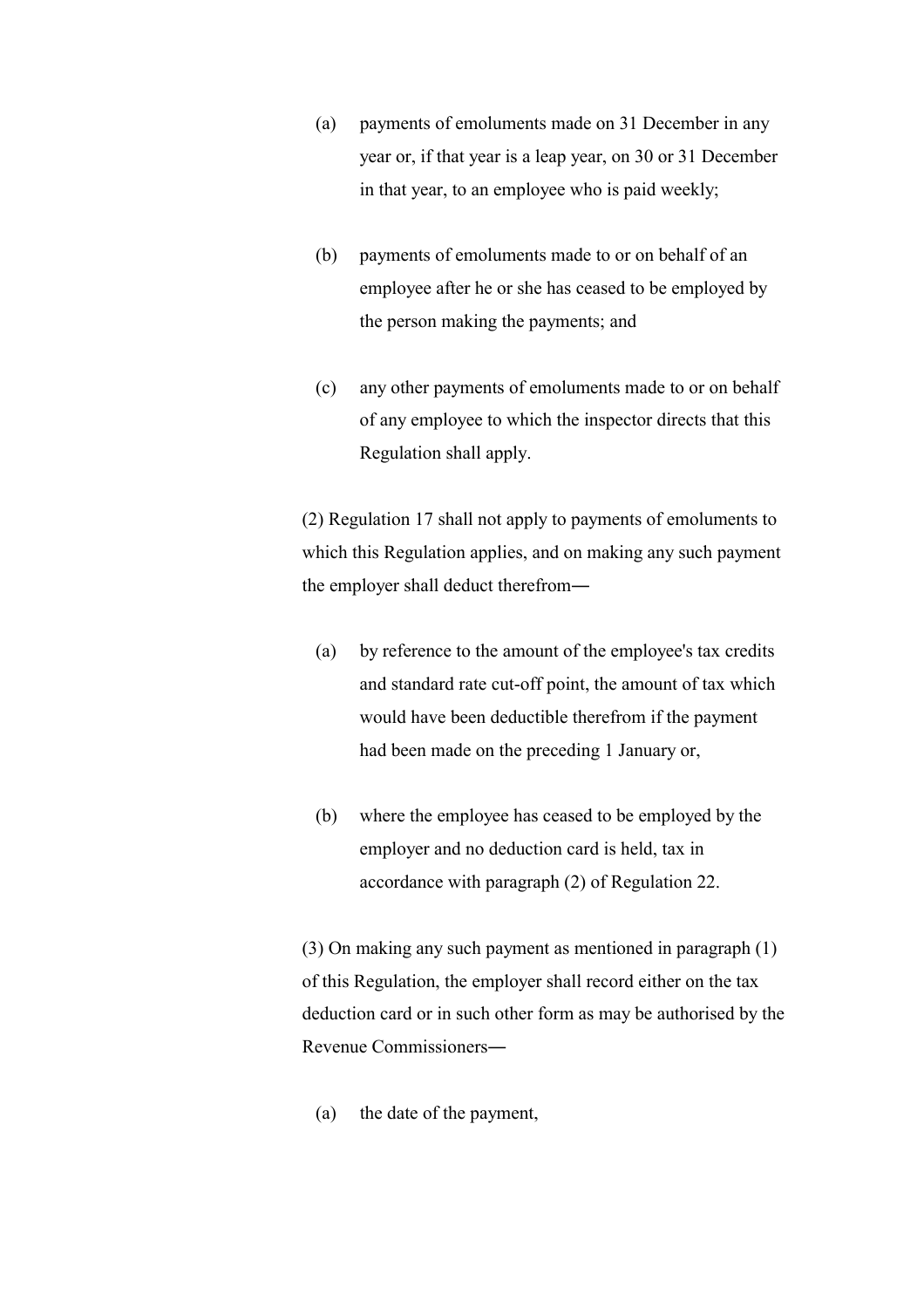(a) payments of emoluments made on 31 December in any year or, if that year is a leap year, on 30 or 31 December in that year, to an employee who is paid weekly;

(b) payments of emoluments made to or on behalf of an employee after he or she has ceased to be employed by the person making the payments; and

(c) any other payments of emoluments made to or on behalf of any employee to which the inspector directs that this Regulation shall apply.

(2) Regulation 17 shall not apply to payments of emoluments to which this Regulation applies, and on making any such payment the employer shall deduct therefrom―

(a) by reference to the amount of the employee's tax credits and standard rate cut-off point, the amount of tax which would have been deductible therefrom if the payment had been made on the preceding 1 January or,

(b) where the employee has ceased to be employed by the employer and no deduction card is held, tax in accordance with paragraph (2) of Regulation 22.

(3) On making any such payment as mentioned in paragraph (1) of this Regulation, the employer shall record either on the tax deduction card or in such other form as may be authorised by the Revenue Commissioners―

(a) the date of the payment,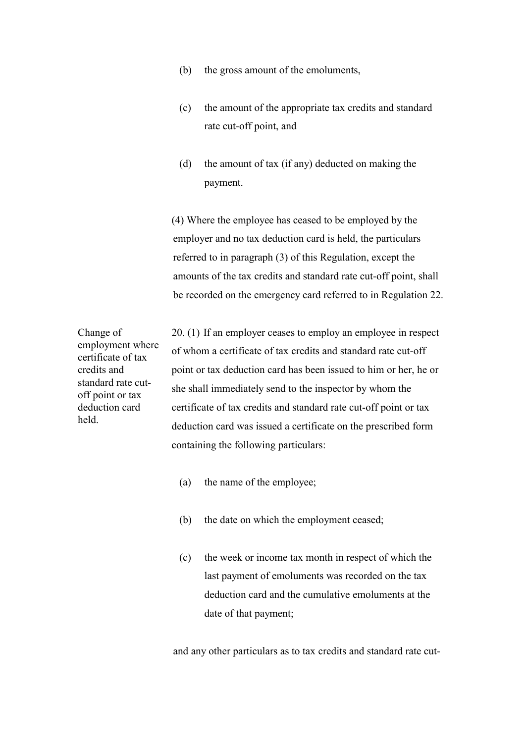(b) the gross amount of the emoluments,

(c) the amount of the appropriate tax credits and standard rate cut-off point, and

(d) the amount of tax (if any) deducted on making the payment.

(4) Where the employee has ceased to be employed by the employer and no tax deduction card is held, the particulars referred to in paragraph (3) of this Regulation, except the amounts of the tax credits and standard rate cut-off point, shall be recorded on the emergency card referred to in Regulation 22.

Change of employment where certificate of tax credits and standard rate cut-off point or tax deduction card held.

20. (1) If an employer ceases to employ an employee in respect of whom a certificate of tax credits and standard rate cut-off point or tax deduction card has been issued to him or her, he or she shall immediately send to the inspector by whom the certificate of tax credits and standard rate cut-off point or tax deduction card was issued a certificate on the prescribed form containing the following particulars:

(a) the name of the employee;

(b) the date on which the employment ceased;

(c) the week or income tax month in respect of which the last payment of emoluments was recorded on the tax deduction card and the cumulative emoluments at the date of that payment;

and any other particulars as to tax credits and standard rate cut-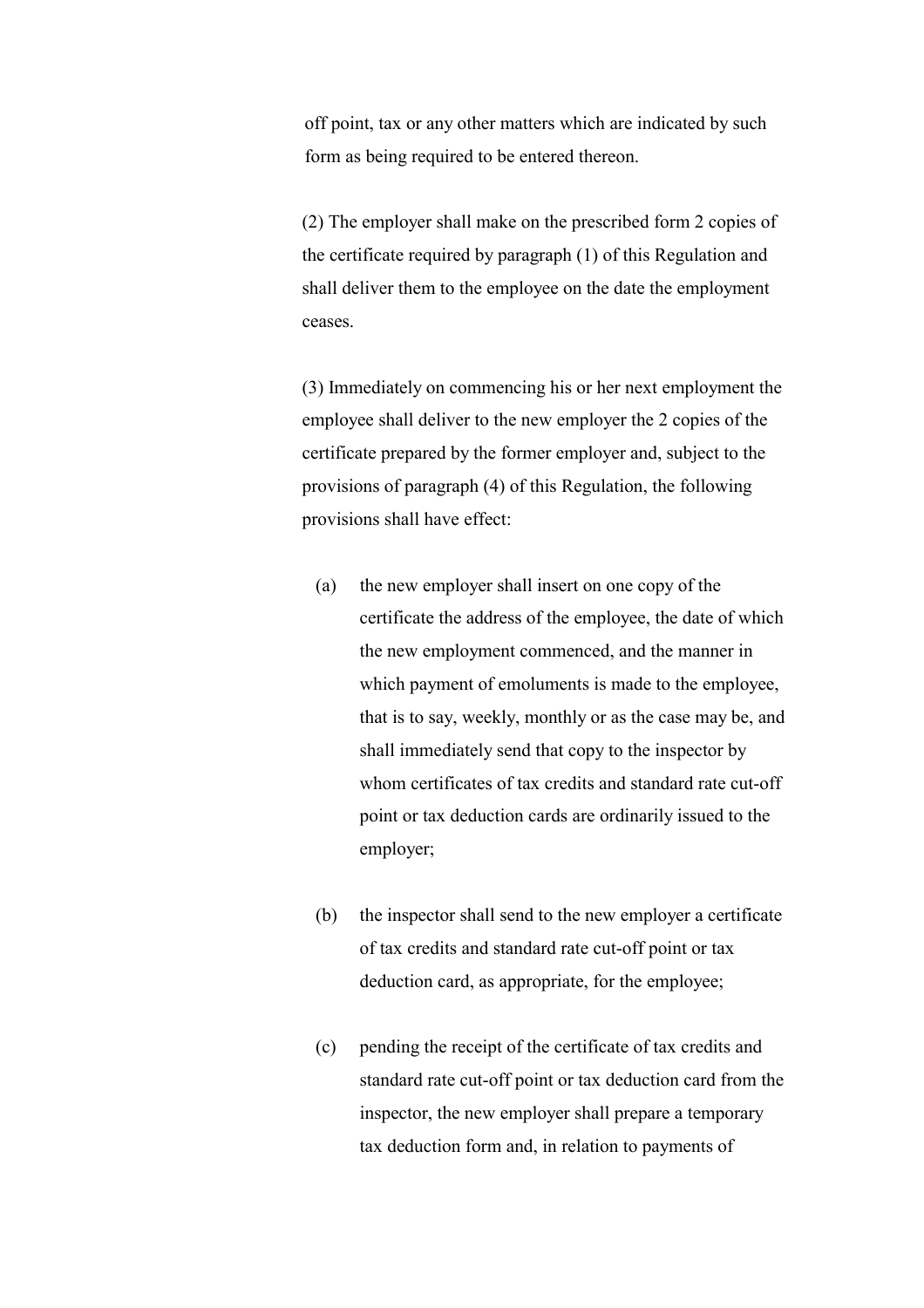off point, tax or any other matters which are indicated by such form as being required to be entered thereon.

(2) The employer shall make on the prescribed form 2 copies of the certificate required by paragraph (1) of this Regulation and shall deliver them to the employee on the date the employment ceases.

(3) Immediately on commencing his or her next employment the employee shall deliver to the new employer the 2 copies of the certificate prepared by the former employer and, subject to the provisions of paragraph (4) of this Regulation, the following provisions shall have effect:

(a) the new employer shall insert on one copy of the certificate the address of the employee, the date of which the new employment commenced, and the manner in which payment of emoluments is made to the employee, that is to say, weekly, monthly or as the case may be, and shall immediately send that copy to the inspector by whom certificates of tax credits and standard rate cut-off point or tax deduction cards are ordinarily issued to the employer;

(b) the inspector shall send to the new employer a certificate of tax credits and standard rate cut-off point or tax deduction card, as appropriate, for the employee;

(c) pending the receipt of the certificate of tax credits and standard rate cut-off point or tax deduction card from the inspector, the new employer shall prepare a temporary tax deduction form and, in relation to payments of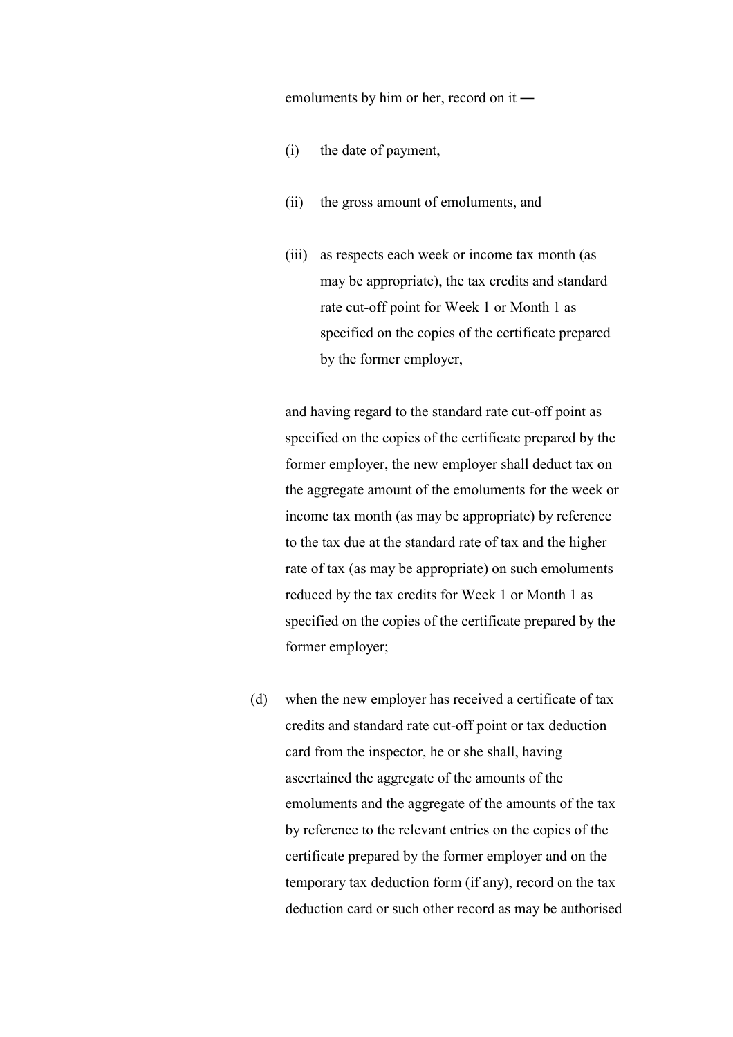emoluments by him or her, record on it —

(i) the date of payment,

(ii) the gross amount of emoluments, and

(iii) as respects each week or income tax month (as may be appropriate), the tax credits and standard rate cut-off point for Week 1 or Month 1 as specified on the copies of the certificate prepared by the former employer,

and having regard to the standard rate cut-off point as specified on the copies of the certificate prepared by the former employer, the new employer shall deduct tax on the aggregate amount of the emoluments for the week or income tax month (as may be appropriate) by reference to the tax due at the standard rate of tax and the higher rate of tax (as may be appropriate) on such emoluments reduced by the tax credits for Week 1 or Month 1 as specified on the copies of the certificate prepared by the former employer;

(d) when the new employer has received a certificate of tax credits and standard rate cut-off point or tax deduction card from the inspector, he or she shall, having ascertained the aggregate of the amounts of the emoluments and the aggregate of the amounts of the tax by reference to the relevant entries on the copies of the certificate prepared by the former employer and on the temporary tax deduction form (if any), record on the tax deduction card or such other record as may be authorised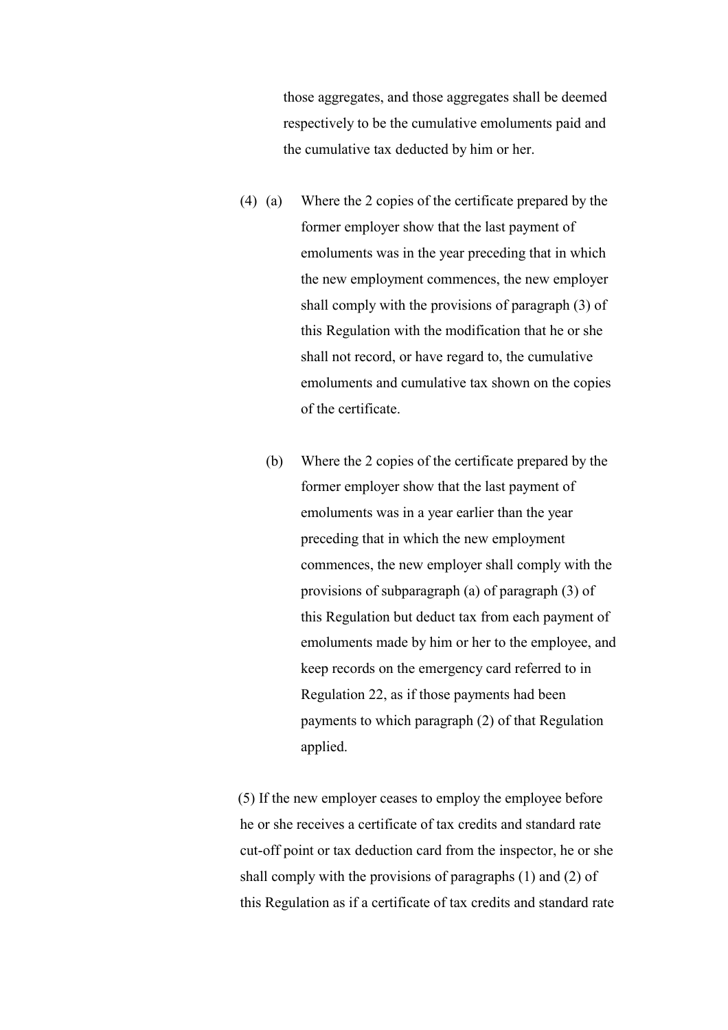those aggregates, and those aggregates shall be deemed respectively to be the cumulative emoluments paid and the cumulative tax deducted by him or her.

(4) (a) Where the 2 copies of the certificate prepared by the former employer show that the last payment of emoluments was in the year preceding that in which the new employment commences, the new employer shall comply with the provisions of paragraph (3) of this Regulation with the modification that he or she shall not record, or have regard to, the cumulative emoluments and cumulative tax shown on the copies of the certificate.

(b) Where the 2 copies of the certificate prepared by the former employer show that the last payment of emoluments was in a year earlier than the year preceding that in which the new employment commences, the new employer shall comply with the provisions of subparagraph (a) of paragraph (3) of this Regulation but deduct tax from each payment of emoluments made by him or her to the employee, and keep records on the emergency card referred to in Regulation 22, as if those payments had been payments to which paragraph (2) of that Regulation applied.

(5) If the new employer ceases to employ the employee before he or she receives a certificate of tax credits and standard rate cut-off point or tax deduction card from the inspector, he or she shall comply with the provisions of paragraphs (1) and (2) of this Regulation as if a certificate of tax credits and standard rate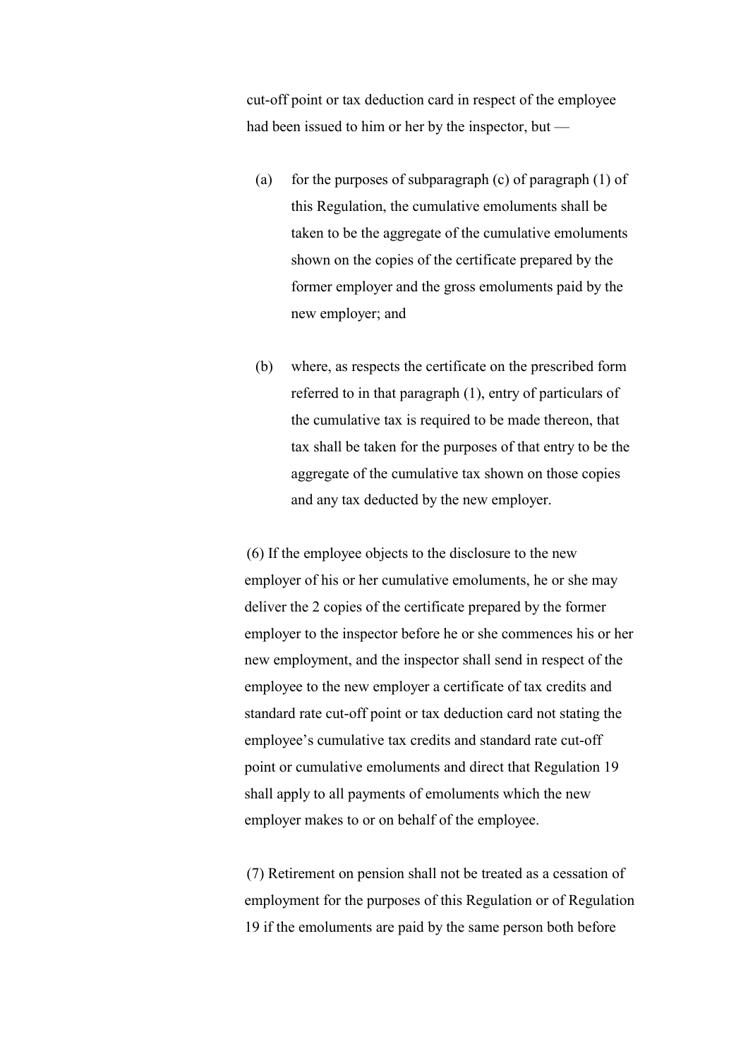cut-off point or tax deduction card in respect of the employee had been issued to him or her by the inspector, but —

(a) for the purposes of subparagraph (c) of paragraph (1) of this Regulation, the cumulative emoluments shall be taken to be the aggregate of the cumulative emoluments shown on the copies of the certificate prepared by the former employer and the gross emoluments paid by the new employer; and

(b) where, as respects the certificate on the prescribed form referred to in that paragraph (1), entry of particulars of the cumulative tax is required to be made thereon, that tax shall be taken for the purposes of that entry to be the aggregate of the cumulative tax shown on those copies and any tax deducted by the new employer.

(6) If the employee objects to the disclosure to the new employer of his or her cumulative emoluments, he or she may deliver the 2 copies of the certificate prepared by the former employer to the inspector before he or she commences his or her new employment, and the inspector shall send in respect of the employee to the new employer a certificate of tax credits and standard rate cut-off point or tax deduction card not stating the employee's cumulative tax credits and standard rate cut-off point or cumulative emoluments and direct that Regulation 19 shall apply to all payments of emoluments which the new employer makes to or on behalf of the employee.

(7) Retirement on pension shall not be treated as a cessation of employment for the purposes of this Regulation or of Regulation 19 if the emoluments are paid by the same person both before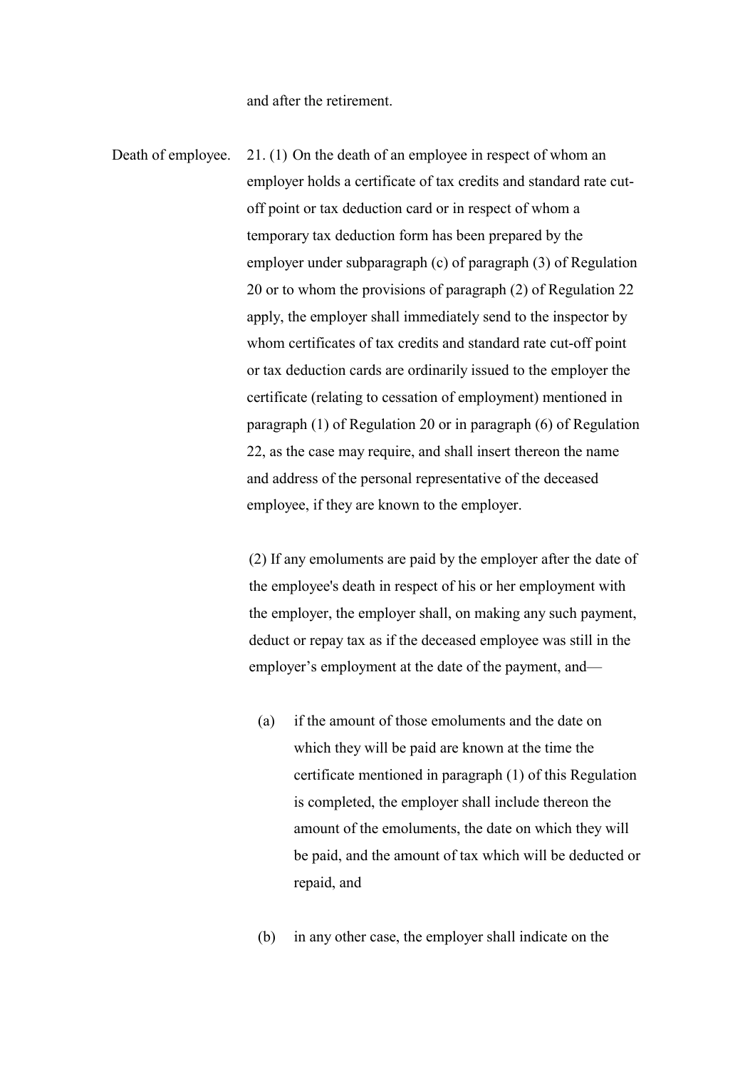and after the retirement.

Death of employee. 21. (1) On the death of an employee in respect of whom an employer holds a certificate of tax credits and standard rate cut-off point or tax deduction card or in respect of whom a temporary tax deduction form has been prepared by the employer under subparagraph (c) of paragraph (3) of Regulation 20 or to whom the provisions of paragraph (2) of Regulation 22 apply, the employer shall immediately send to the inspector by whom certificates of tax credits and standard rate cut-off point or tax deduction cards are ordinarily issued to the employer the certificate (relating to cessation of employment) mentioned in paragraph (1) of Regulation 20 or in paragraph (6) of Regulation 22, as the case may require, and shall insert thereon the name and address of the personal representative of the deceased employee, if they are known to the employer.

(2) If any emoluments are paid by the employer after the date of the employee's death in respect of his or her employment with the employer, the employer shall, on making any such payment, deduct or repay tax as if the deceased employee was still in the employer's employment at the date of the payment, and—

(a) if the amount of those emoluments and the date on which they will be paid are known at the time the certificate mentioned in paragraph (1) of this Regulation is completed, the employer shall include thereon the amount of the emoluments, the date on which they will be paid, and the amount of tax which will be deducted or repaid, and

(b) in any other case, the employer shall indicate on the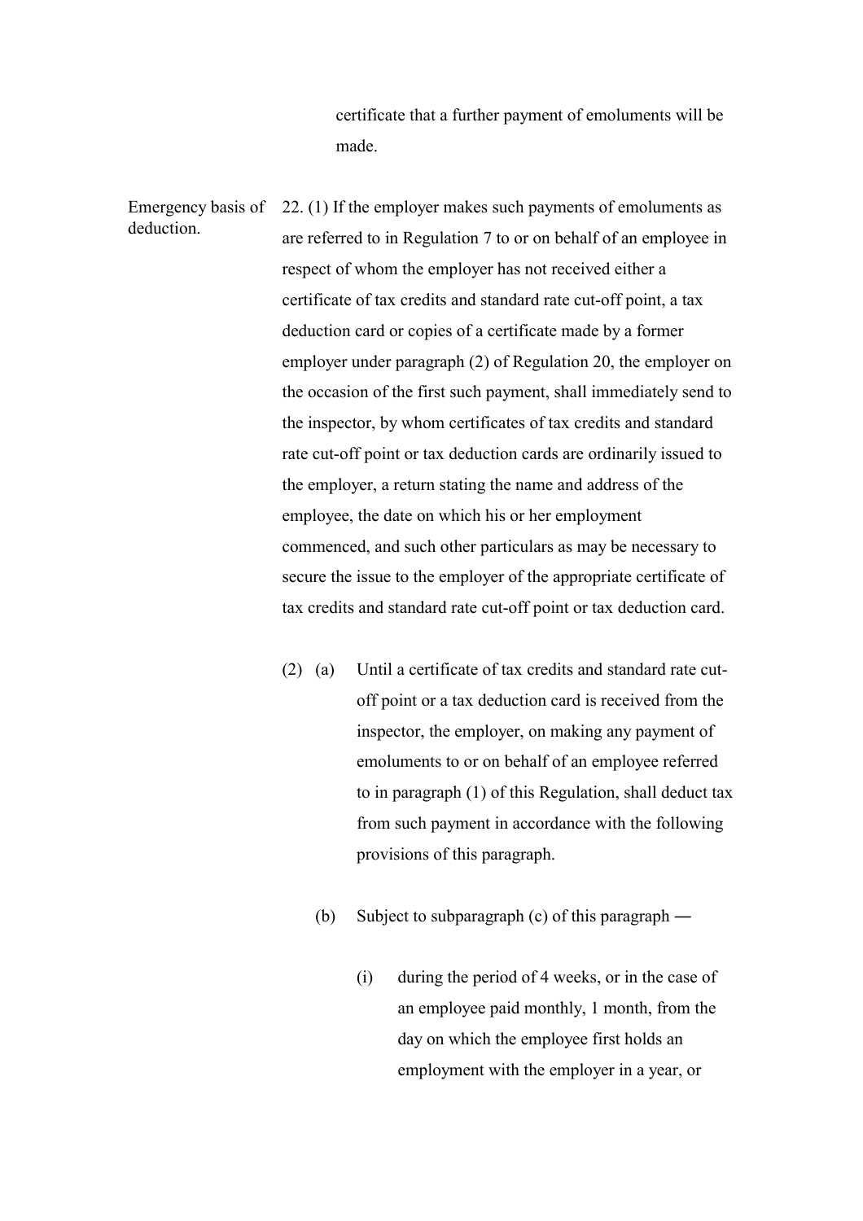certificate that a further payment of emoluments will be made.

**Emergency basis of deduction.**

22. (1) If the employer makes such payments of emoluments as are referred to in Regulation 7 to or on behalf of an employee in respect of whom the employer has not received either a certificate of tax credits and standard rate cut-off point, a tax deduction card or copies of a certificate made by a former employer under paragraph (2) of Regulation 20, the employer on the occasion of the first such payment, shall immediately send to the inspector, by whom certificates of tax credits and standard rate cut-off point or tax deduction cards are ordinarily issued to the employer, a return stating the name and address of the employee, the date on which his or her employment commenced, and such other particulars as may be necessary to secure the issue to the employer of the appropriate certificate of tax credits and standard rate cut-off point or tax deduction card.

(2) (a) Until a certificate of tax credits and standard rate cut-off point or a tax deduction card is received from the inspector, the employer, on making any payment of emoluments to or on behalf of an employee referred to in paragraph (1) of this Regulation, shall deduct tax from such payment in accordance with the following provisions of this paragraph.

(b) Subject to subparagraph (c) of this paragraph —

(i) during the period of 4 weeks, or in the case of an employee paid monthly, 1 month, from the day on which the employee first holds an employment with the employer in a year, or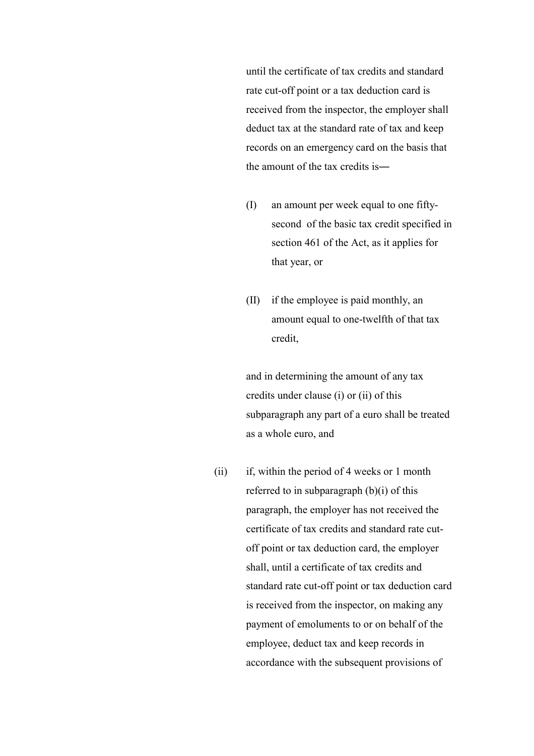until the certificate of tax credits and standard rate cut-off point or a tax deduction card is received from the inspector, the employer shall deduct tax at the standard rate of tax and keep records on an emergency card on the basis that the amount of the tax credits is―

(I) an amount per week equal to one fifty-second of the basic tax credit specified in section 461 of the Act, as it applies for that year, or

(II) if the employee is paid monthly, an amount equal to one-twelfth of that tax credit,

and in determining the amount of any tax credits under clause (i) or (ii) of this subparagraph any part of a euro shall be treated as a whole euro, and

(ii) if, within the period of 4 weeks or 1 month referred to in subparagraph (b)(i) of this paragraph, the employer has not received the certificate of tax credits and standard rate cut-off point or tax deduction card, the employer shall, until a certificate of tax credits and standard rate cut-off point or tax deduction card is received from the inspector, on making any payment of emoluments to or on behalf of the employee, deduct tax and keep records in accordance with the subsequent provisions of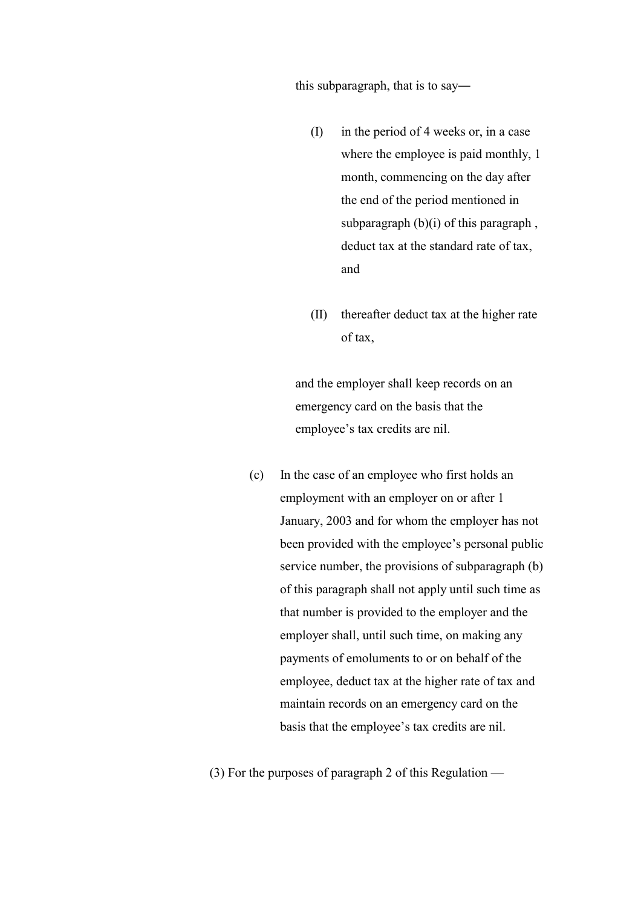this subparagraph, that is to say―

(I) in the period of 4 weeks or, in a case where the employee is paid monthly, 1 month, commencing on the day after the end of the period mentioned in subparagraph (b)(i) of this paragraph , deduct tax at the standard rate of tax, and

(II) thereafter deduct tax at the higher rate of tax,

and the employer shall keep records on an emergency card on the basis that the employee's tax credits are nil.

(c) In the case of an employee who first holds an employment with an employer on or after 1 January, 2003 and for whom the employer has not been provided with the employee's personal public service number, the provisions of subparagraph (b) of this paragraph shall not apply until such time as that number is provided to the employer and the employer shall, until such time, on making any payments of emoluments to or on behalf of the employee, deduct tax at the higher rate of tax and maintain records on an emergency card on the basis that the employee's tax credits are nil.

(3) For the purposes of paragraph 2 of this Regulation —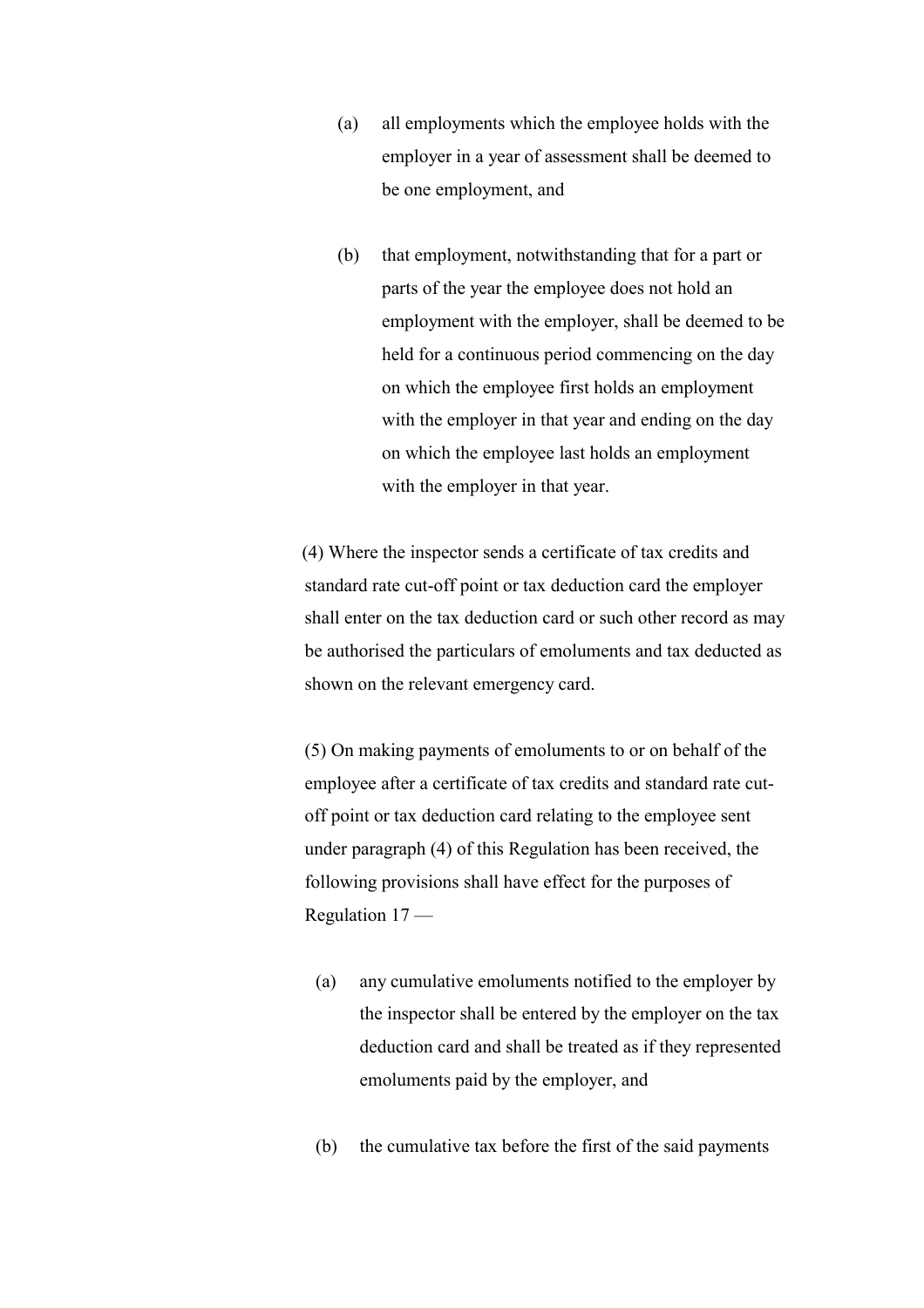(a) all employments which the employee holds with the employer in a year of assessment shall be deemed to be one employment, and

(b) that employment, notwithstanding that for a part or parts of the year the employee does not hold an employment with the employer, shall be deemed to be held for a continuous period commencing on the day on which the employee first holds an employment with the employer in that year and ending on the day on which the employee last holds an employment with the employer in that year.

(4) Where the inspector sends a certificate of tax credits and standard rate cut-off point or tax deduction card the employer shall enter on the tax deduction card or such other record as may be authorised the particulars of emoluments and tax deducted as shown on the relevant emergency card.

(5) On making payments of emoluments to or on behalf of the employee after a certificate of tax credits and standard rate cut-off point or tax deduction card relating to the employee sent under paragraph (4) of this Regulation has been received, the following provisions shall have effect for the purposes of Regulation 17 —

(a) any cumulative emoluments notified to the employer by the inspector shall be entered by the employer on the tax deduction card and shall be treated as if they represented emoluments paid by the employer, and

(b) the cumulative tax before the first of the said payments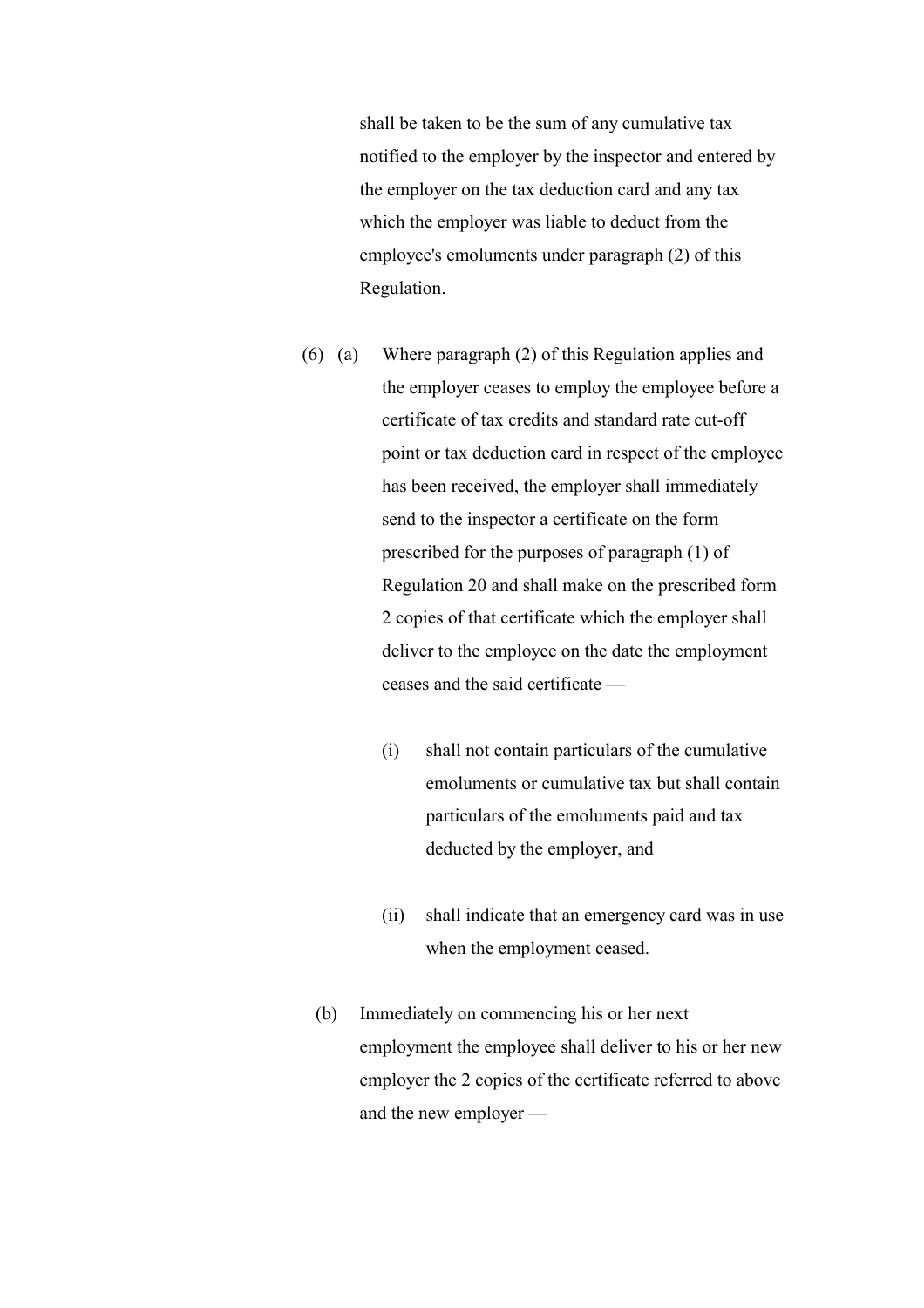shall be taken to be the sum of any cumulative tax notified to the employer by the inspector and entered by the employer on the tax deduction card and any tax which the employer was liable to deduct from the employee's emoluments under paragraph (2) of this Regulation.

(6) (a) Where paragraph (2) of this Regulation applies and the employer ceases to employ the employee before a certificate of tax credits and standard rate cut-off point or tax deduction card in respect of the employee has been received, the employer shall immediately send to the inspector a certificate on the form prescribed for the purposes of paragraph (1) of Regulation 20 and shall make on the prescribed form 2 copies of that certificate which the employer shall deliver to the employee on the date the employment ceases and the said certificate —

(i) shall not contain particulars of the cumulative emoluments or cumulative tax but shall contain particulars of the emoluments paid and tax deducted by the employer, and

(ii) shall indicate that an emergency card was in use when the employment ceased.

(b) Immediately on commencing his or her next employment the employee shall deliver to his or her new employer the 2 copies of the certificate referred to above and the new employer —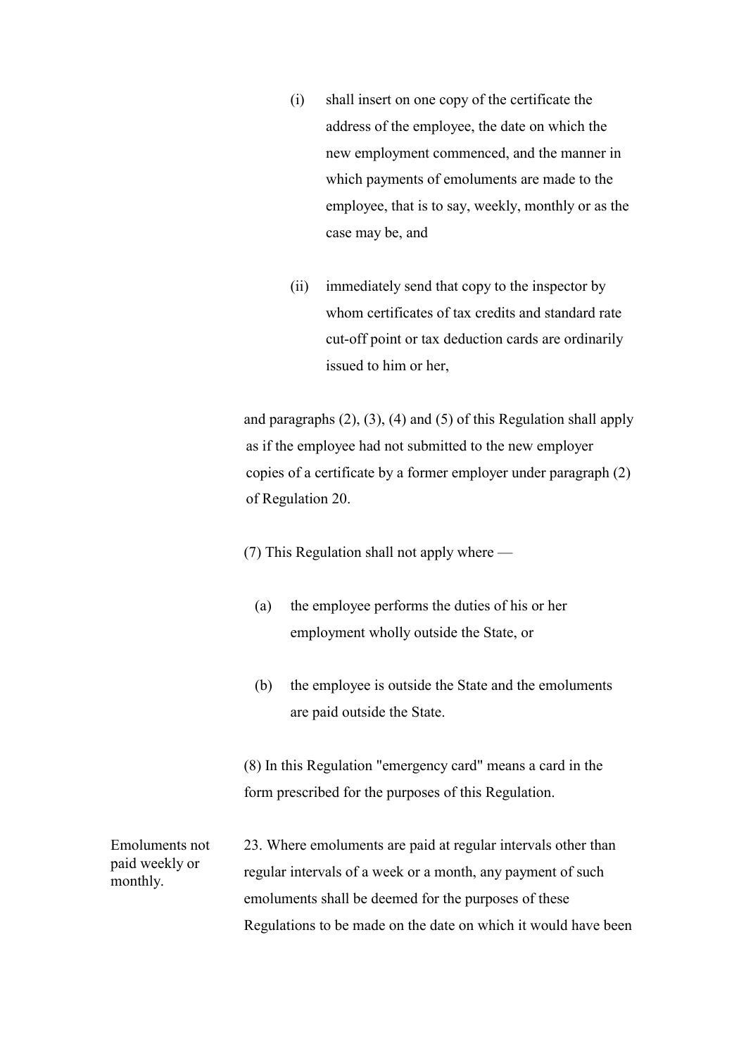(i) shall insert on one copy of the certificate the address of the employee, the date on which the new employment commenced, and the manner in which payments of emoluments are made to the employee, that is to say, weekly, monthly or as the case may be, and

(ii) immediately send that copy to the inspector by whom certificates of tax credits and standard rate cut-off point or tax deduction cards are ordinarily issued to him or her,

and paragraphs (2), (3), (4) and (5) of this Regulation shall apply as if the employee had not submitted to the new employer copies of a certificate by a former employer under paragraph (2) of Regulation 20.

(7) This Regulation shall not apply where —

(a) the employee performs the duties of his or her employment wholly outside the State, or

(b) the employee is outside the State and the emoluments are paid outside the State.

(8) In this Regulation "emergency card" means a card in the form prescribed for the purposes of this Regulation.

*Emoluments not paid weekly or monthly.*

23. Where emoluments are paid at regular intervals other than regular intervals of a week or a month, any payment of such emoluments shall be deemed for the purposes of these Regulations to be made on the date on which it would have been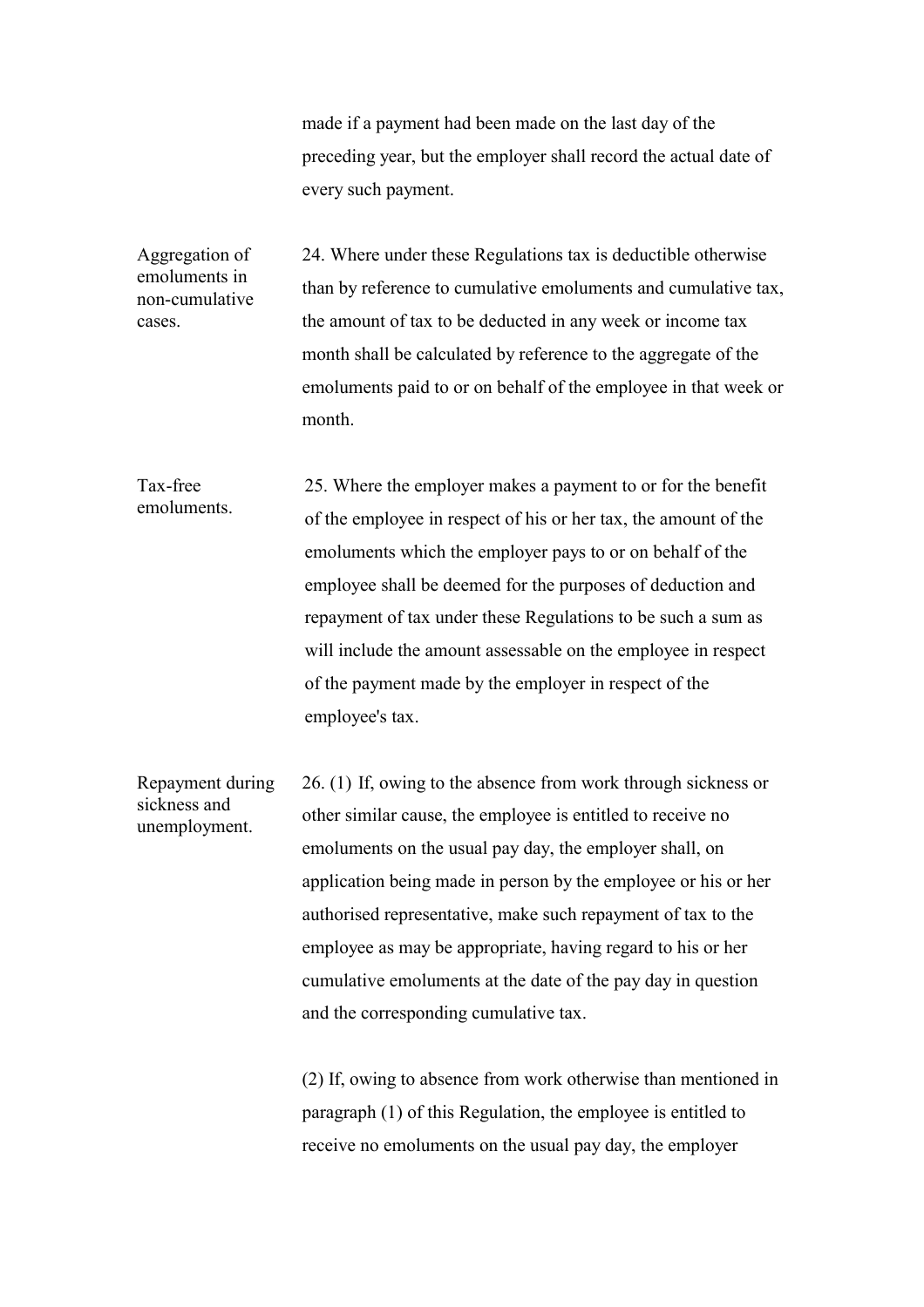made if a payment had been made on the last day of the preceding year, but the employer shall record the actual date of every such payment.

**Aggregation of emoluments in non-cumulative cases.**

24. Where under these Regulations tax is deductible otherwise than by reference to cumulative emoluments and cumulative tax, the amount of tax to be deducted in any week or income tax month shall be calculated by reference to the aggregate of the emoluments paid to or on behalf of the employee in that week or month.

**Tax-free emoluments.**

25. Where the employer makes a payment to or for the benefit of the employee in respect of his or her tax, the amount of the emoluments which the employer pays to or on behalf of the employee shall be deemed for the purposes of deduction and repayment of tax under these Regulations to be such a sum as will include the amount assessable on the employee in respect of the payment made by the employer in respect of the employee's tax.

**Repayment during sickness and unemployment.**

26. (1) If, owing to the absence from work through sickness or other similar cause, the employee is entitled to receive no emoluments on the usual pay day, the employer shall, on application being made in person by the employee or his or her authorised representative, make such repayment of tax to the employee as may be appropriate, having regard to his or her cumulative emoluments at the date of the pay day in question and the corresponding cumulative tax.

(2) If, owing to absence from work otherwise than mentioned in paragraph (1) of this Regulation, the employee is entitled to receive no emoluments on the usual pay day, the employer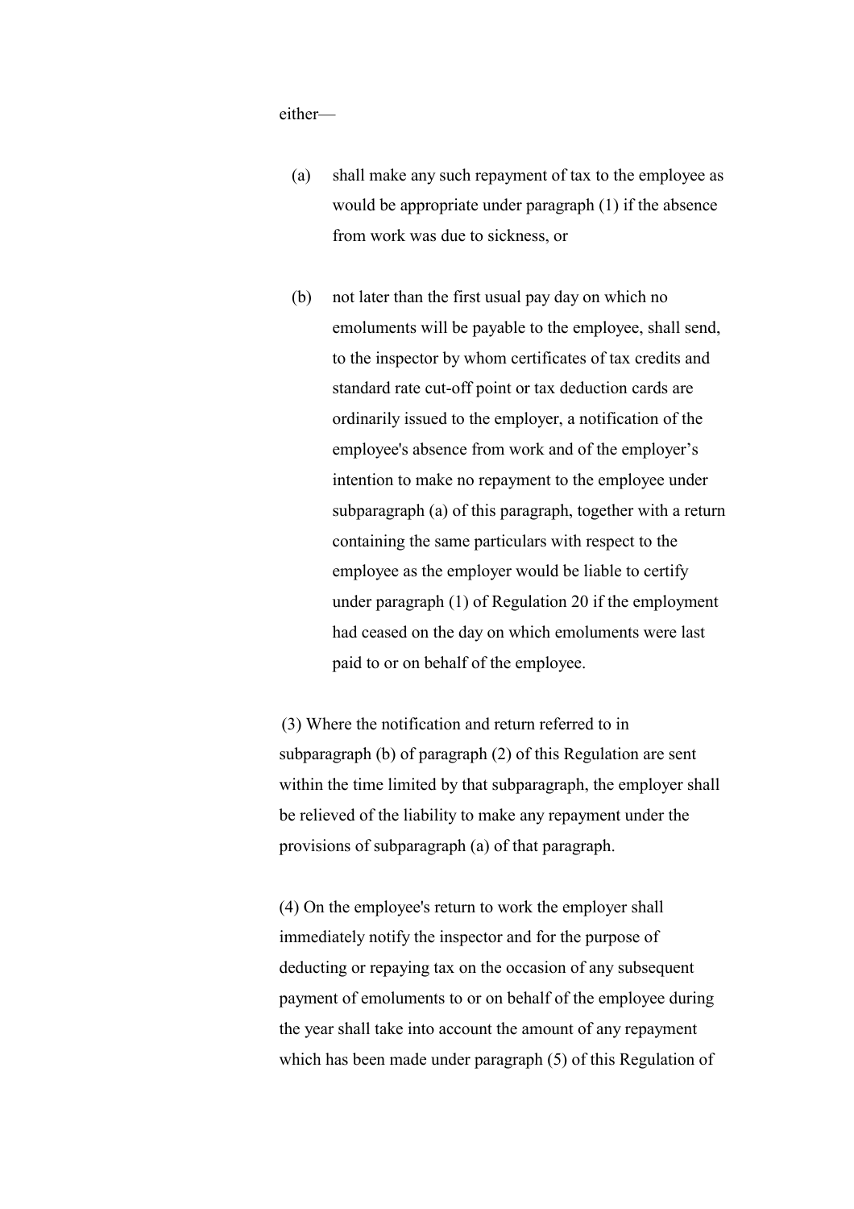either—

(a) shall make any such repayment of tax to the employee as would be appropriate under paragraph (1) if the absence from work was due to sickness, or

(b) not later than the first usual pay day on which no emoluments will be payable to the employee, shall send, to the inspector by whom certificates of tax credits and standard rate cut-off point or tax deduction cards are ordinarily issued to the employer, a notification of the employee's absence from work and of the employer’s intention to make no repayment to the employee under subparagraph (a) of this paragraph, together with a return containing the same particulars with respect to the employee as the employer would be liable to certify under paragraph (1) of Regulation 20 if the employment had ceased on the day on which emoluments were last paid to or on behalf of the employee.

(3) Where the notification and return referred to in subparagraph (b) of paragraph (2) of this Regulation are sent within the time limited by that subparagraph, the employer shall be relieved of the liability to make any repayment under the provisions of subparagraph (a) of that paragraph.

(4) On the employee's return to work the employer shall immediately notify the inspector and for the purpose of deducting or repaying tax on the occasion of any subsequent payment of emoluments to or on behalf of the employee during the year shall take into account the amount of any repayment which has been made under paragraph (5) of this Regulation of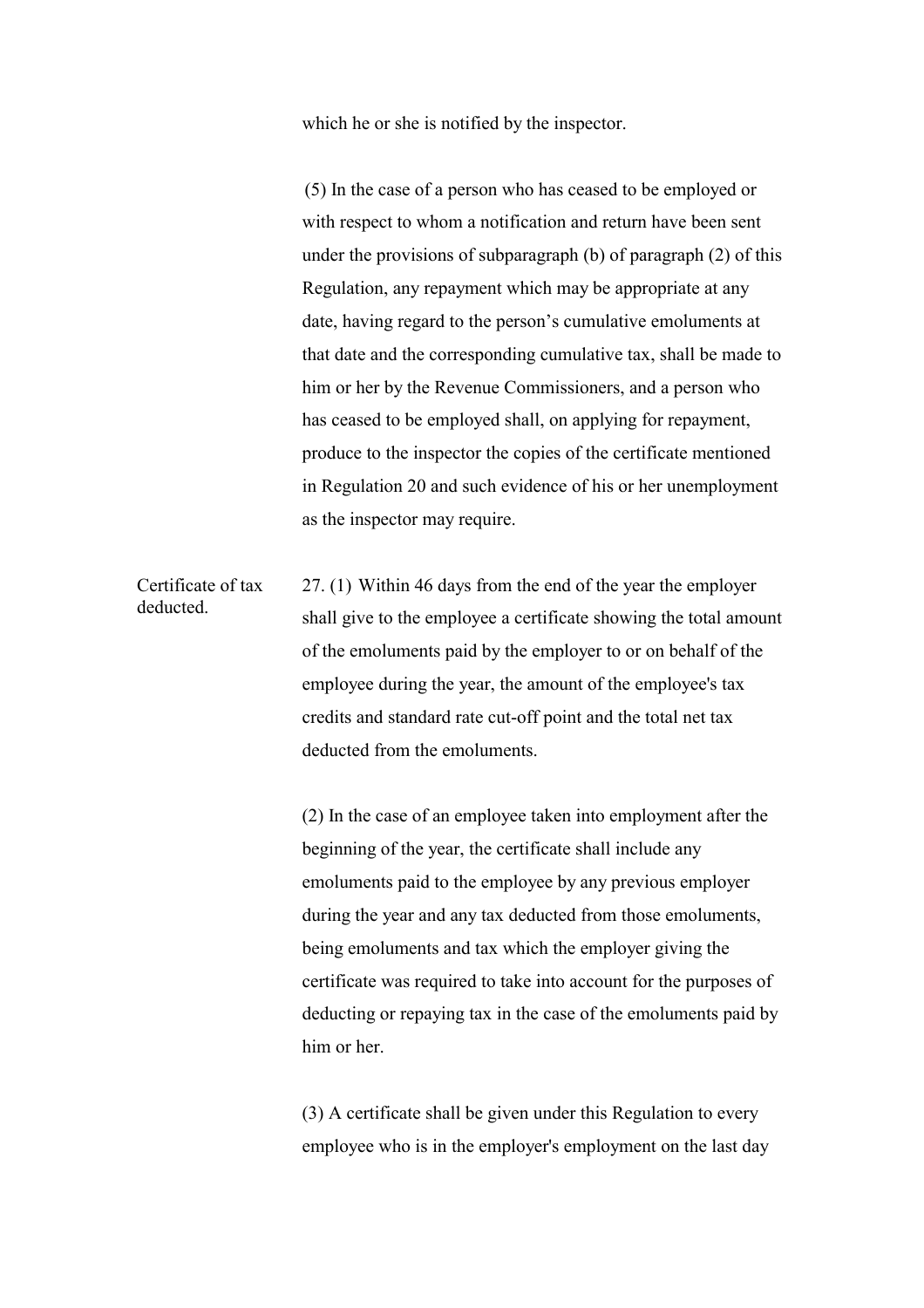which he or she is notified by the inspector.

(5) In the case of a person who has ceased to be employed or with respect to whom a notification and return have been sent under the provisions of subparagraph (b) of paragraph (2) of this Regulation, any repayment which may be appropriate at any date, having regard to the person's cumulative emoluments at that date and the corresponding cumulative tax, shall be made to him or her by the Revenue Commissioners, and a person who has ceased to be employed shall, on applying for repayment, produce to the inspector the copies of the certificate mentioned in Regulation 20 and such evidence of his or her unemployment as the inspector may require.

Certificate of tax deducted.

27. (1) Within 46 days from the end of the year the employer shall give to the employee a certificate showing the total amount of the emoluments paid by the employer to or on behalf of the employee during the year, the amount of the employee's tax credits and standard rate cut-off point and the total net tax deducted from the emoluments.

(2) In the case of an employee taken into employment after the beginning of the year, the certificate shall include any emoluments paid to the employee by any previous employer during the year and any tax deducted from those emoluments, being emoluments and tax which the employer giving the certificate was required to take into account for the purposes of deducting or repaying tax in the case of the emoluments paid by him or her.

(3) A certificate shall be given under this Regulation to every employee who is in the employer's employment on the last day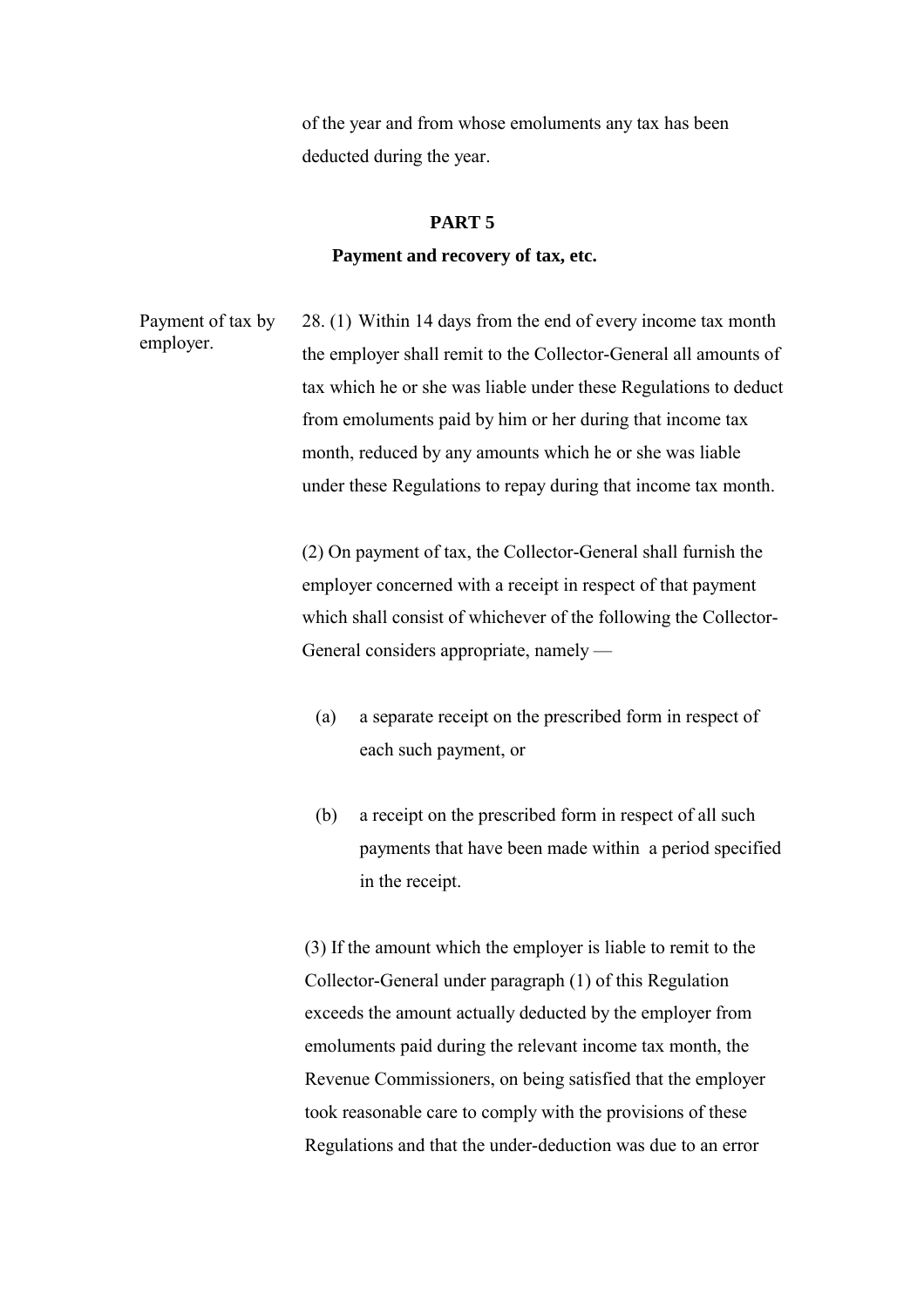of the year and from whose emoluments any tax has been deducted during the year.

## PART 5

### Payment and recovery of tax, etc.

Payment of tax by employer.

28. (1) Within 14 days from the end of every income tax month the employer shall remit to the Collector-General all amounts of tax which he or she was liable under these Regulations to deduct from emoluments paid by him or her during that income tax month, reduced by any amounts which he or she was liable under these Regulations to repay during that income tax month.

(2) On payment of tax, the Collector-General shall furnish the employer concerned with a receipt in respect of that payment which shall consist of whichever of the following the Collector-General considers appropriate, namely —

(a) a separate receipt on the prescribed form in respect of each such payment, or

(b) a receipt on the prescribed form in respect of all such payments that have been made within a period specified in the receipt.

(3) If the amount which the employer is liable to remit to the Collector-General under paragraph (1) of this Regulation exceeds the amount actually deducted by the employer from emoluments paid during the relevant income tax month, the Revenue Commissioners, on being satisfied that the employer took reasonable care to comply with the provisions of these Regulations and that the under-deduction was due to an error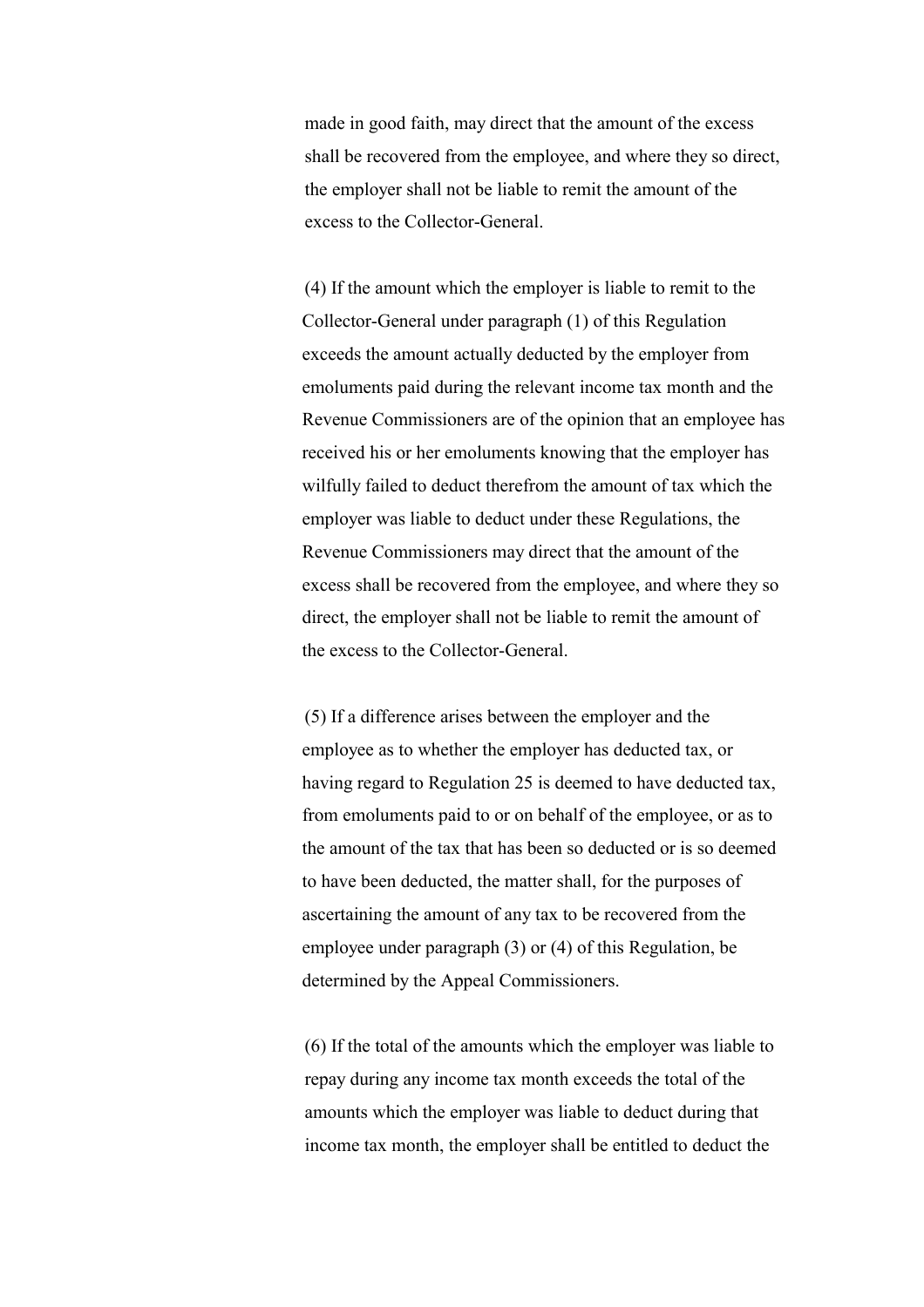made in good faith, may direct that the amount of the excess shall be recovered from the employee, and where they so direct, the employer shall not be liable to remit the amount of the excess to the Collector-General.

(4) If the amount which the employer is liable to remit to the Collector-General under paragraph (1) of this Regulation exceeds the amount actually deducted by the employer from emoluments paid during the relevant income tax month and the Revenue Commissioners are of the opinion that an employee has received his or her emoluments knowing that the employer has wilfully failed to deduct therefrom the amount of tax which the employer was liable to deduct under these Regulations, the Revenue Commissioners may direct that the amount of the excess shall be recovered from the employee, and where they so direct, the employer shall not be liable to remit the amount of the excess to the Collector-General.

(5) If a difference arises between the employer and the employee as to whether the employer has deducted tax, or having regard to Regulation 25 is deemed to have deducted tax, from emoluments paid to or on behalf of the employee, or as to the amount of the tax that has been so deducted or is so deemed to have been deducted, the matter shall, for the purposes of ascertaining the amount of any tax to be recovered from the employee under paragraph (3) or (4) of this Regulation, be determined by the Appeal Commissioners.

(6) If the total of the amounts which the employer was liable to repay during any income tax month exceeds the total of the amounts which the employer was liable to deduct during that income tax month, the employer shall be entitled to deduct the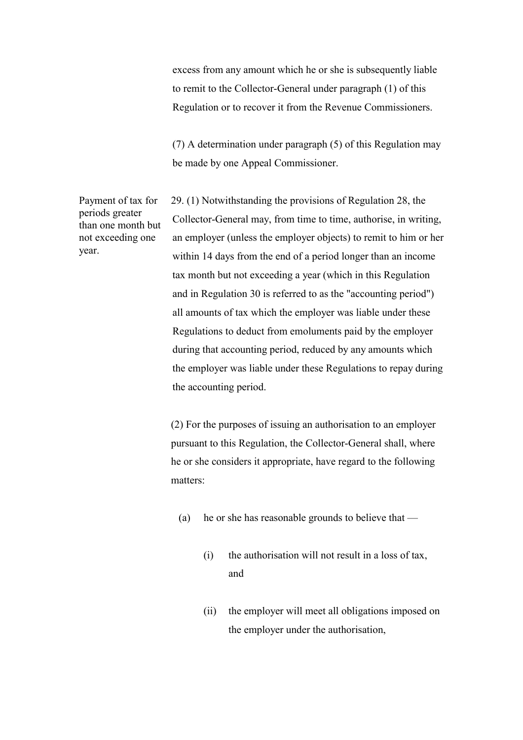excess from any amount which he or she is subsequently liable to remit to the Collector-General under paragraph (1) of this Regulation or to recover it from the Revenue Commissioners.

(7) A determination under paragraph (5) of this Regulation may be made by one Appeal Commissioner.

*Payment of tax for periods greater than one month but not exceeding one year.*

29. (1) Notwithstanding the provisions of Regulation 28, the Collector-General may, from time to time, authorise, in writing, an employer (unless the employer objects) to remit to him or her within 14 days from the end of a period longer than an income tax month but not exceeding a year (which in this Regulation and in Regulation 30 is referred to as the "accounting period") all amounts of tax which the employer was liable under these Regulations to deduct from emoluments paid by the employer during that accounting period, reduced by any amounts which the employer was liable under these Regulations to repay during the accounting period.

(2) For the purposes of issuing an authorisation to an employer pursuant to this Regulation, the Collector-General shall, where he or she considers it appropriate, have regard to the following matters:

(a) he or she has reasonable grounds to believe that —

(i) the authorisation will not result in a loss of tax, and

(ii) the employer will meet all obligations imposed on the employer under the authorisation,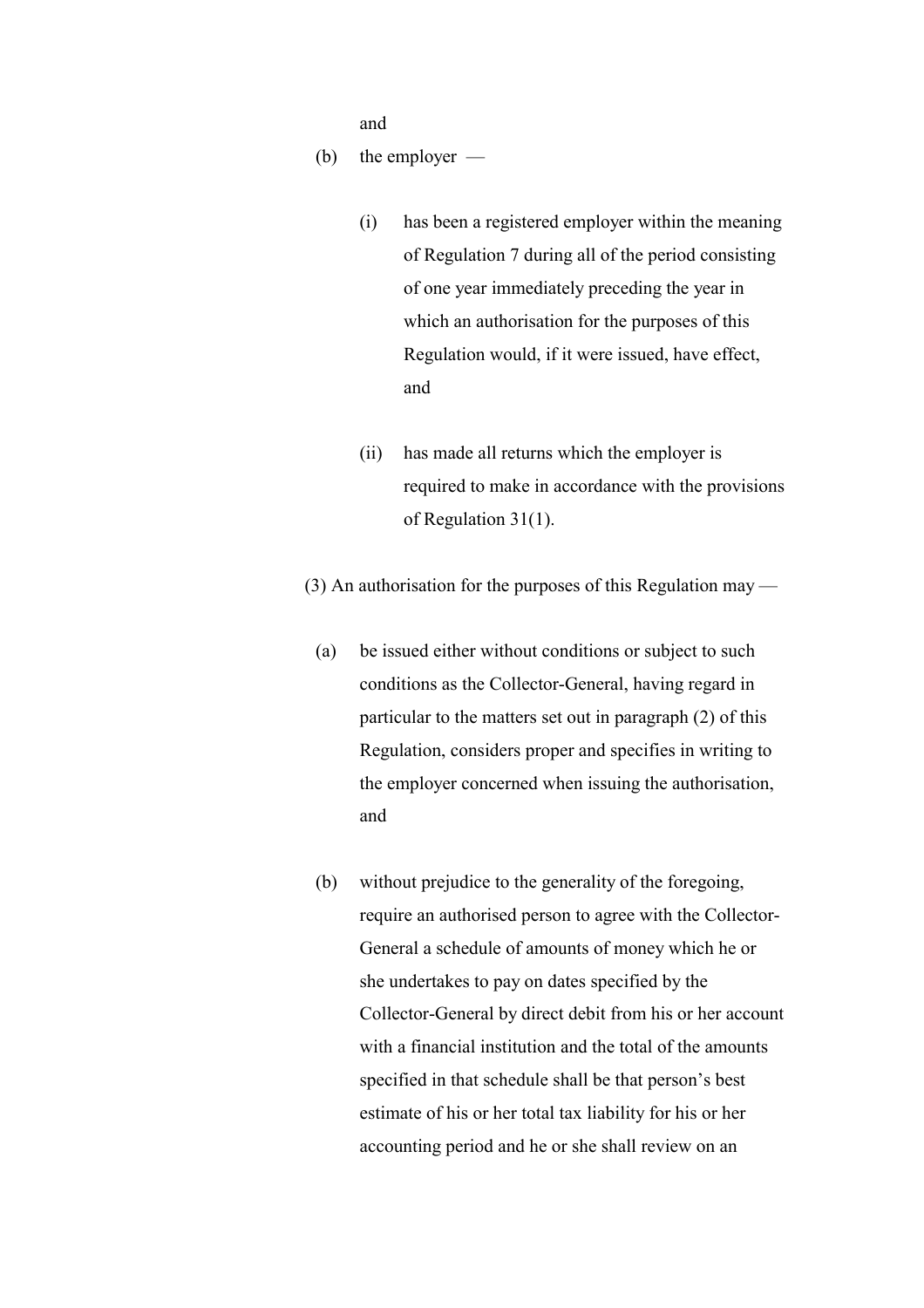and

(b) the employer —

  (i) has been a registered employer within the meaning of Regulation 7 during all of the period consisting of one year immediately preceding the year in which an authorisation for the purposes of this Regulation would, if it were issued, have effect, and

  (ii) has made all returns which the employer is required to make in accordance with the provisions of Regulation 31(1).

(3) An authorisation for the purposes of this Regulation may —

(a) be issued either without conditions or subject to such conditions as the Collector-General, having regard in particular to the matters set out in paragraph (2) of this Regulation, considers proper and specifies in writing to the employer concerned when issuing the authorisation, and

(b) without prejudice to the generality of the foregoing, require an authorised person to agree with the Collector-General a schedule of amounts of money which he or she undertakes to pay on dates specified by the Collector-General by direct debit from his or her account with a financial institution and the total of the amounts specified in that schedule shall be that person's best estimate of his or her total tax liability for his or her accounting period and he or she shall review on an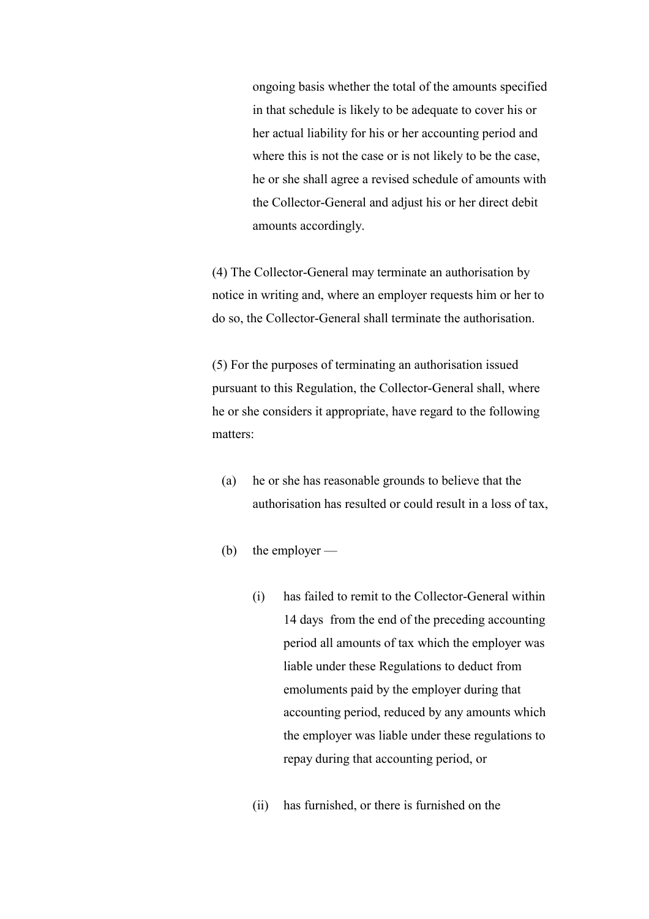ongoing basis whether the total of the amounts specified in that schedule is likely to be adequate to cover his or her actual liability for his or her accounting period and where this is not the case or is not likely to be the case, he or she shall agree a revised schedule of amounts with the Collector-General and adjust his or her direct debit amounts accordingly.

(4) The Collector-General may terminate an authorisation by notice in writing and, where an employer requests him or her to do so, the Collector-General shall terminate the authorisation.

(5) For the purposes of terminating an authorisation issued pursuant to this Regulation, the Collector-General shall, where he or she considers it appropriate, have regard to the following matters:

(a) he or she has reasonable grounds to believe that the authorisation has resulted or could result in a loss of tax,

(b) the employer —

(i) has failed to remit to the Collector-General within 14 days from the end of the preceding accounting period all amounts of tax which the employer was liable under these Regulations to deduct from emoluments paid by the employer during that accounting period, reduced by any amounts which the employer was liable under these regulations to repay during that accounting period, or

(ii) has furnished, or there is furnished on the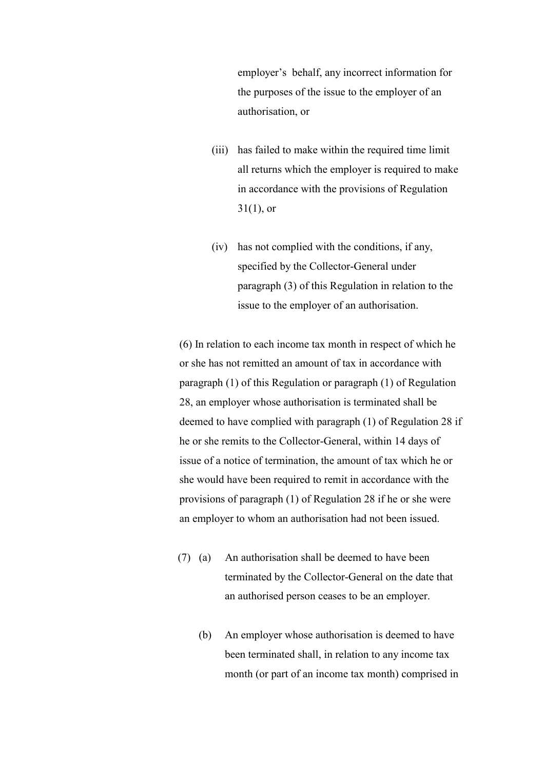employer's behalf, any incorrect information for the purposes of the issue to the employer of an authorisation, or

(iii) has failed to make within the required time limit all returns which the employer is required to make in accordance with the provisions of Regulation 31(1), or

(iv) has not complied with the conditions, if any, specified by the Collector-General under paragraph (3) of this Regulation in relation to the issue to the employer of an authorisation.

(6) In relation to each income tax month in respect of which he or she has not remitted an amount of tax in accordance with paragraph (1) of this Regulation or paragraph (1) of Regulation 28, an employer whose authorisation is terminated shall be deemed to have complied with paragraph (1) of Regulation 28 if he or she remits to the Collector-General, within 14 days of issue of a notice of termination, the amount of tax which he or she would have been required to remit in accordance with the provisions of paragraph (1) of Regulation 28 if he or she were an employer to whom an authorisation had not been issued.

(7) (a) An authorisation shall be deemed to have been terminated by the Collector-General on the date that an authorised person ceases to be an employer.

(b) An employer whose authorisation is deemed to have been terminated shall, in relation to any income tax month (or part of an income tax month) comprised in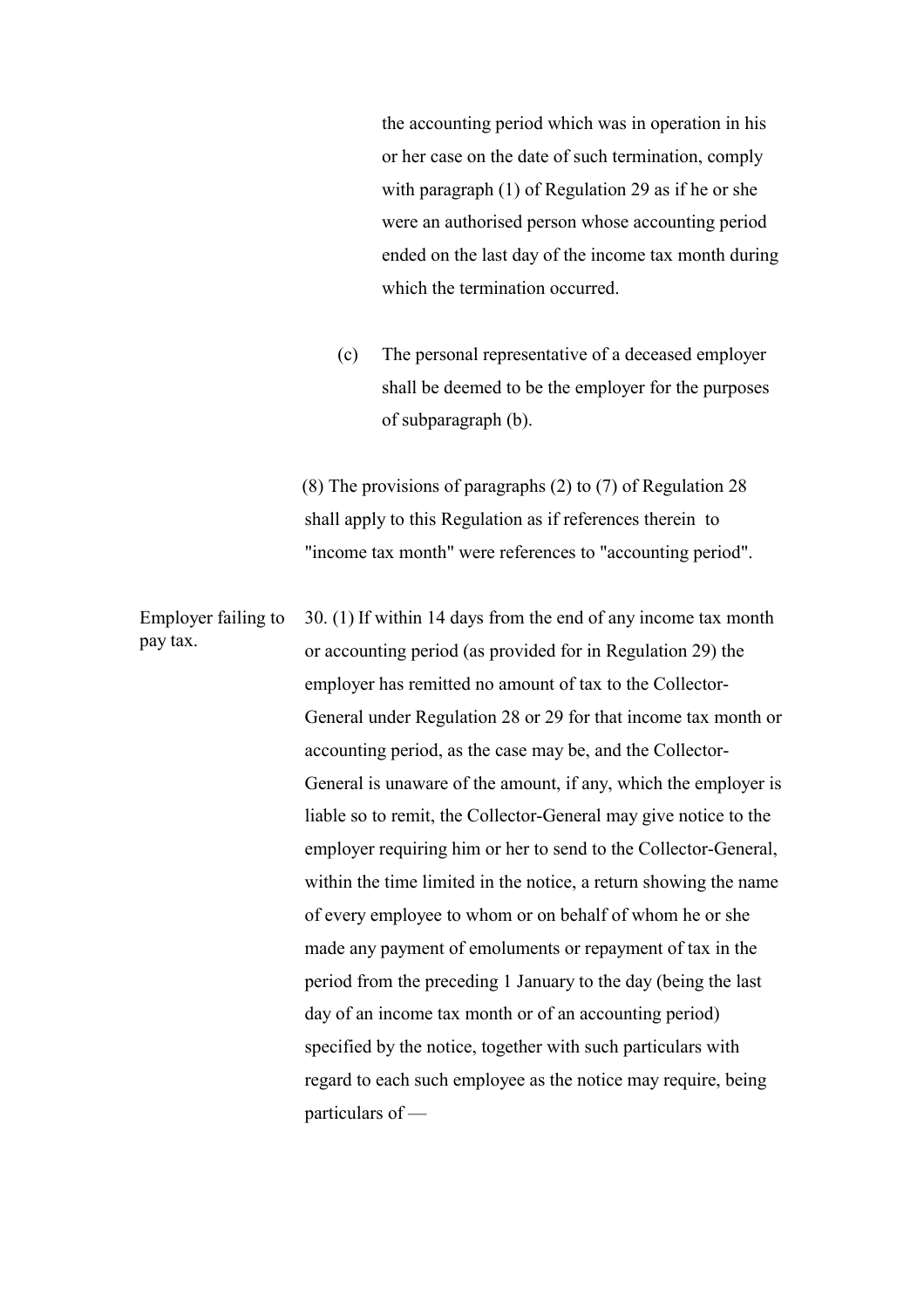the accounting period which was in operation in his or her case on the date of such termination, comply with paragraph (1) of Regulation 29 as if he or she were an authorised person whose accounting period ended on the last day of the income tax month during which the termination occurred.

(c) The personal representative of a deceased employer shall be deemed to be the employer for the purposes of subparagraph (b).

(8) The provisions of paragraphs (2) to (7) of Regulation 28 shall apply to this Regulation as if references therein to "income tax month" were references to "accounting period".

Employer failing to pay tax.

30. (1) If within 14 days from the end of any income tax month or accounting period (as provided for in Regulation 29) the employer has remitted no amount of tax to the Collector-General under Regulation 28 or 29 for that income tax month or accounting period, as the case may be, and the Collector-General is unaware of the amount, if any, which the employer is liable so to remit, the Collector-General may give notice to the employer requiring him or her to send to the Collector-General, within the time limited in the notice, a return showing the name of every employee to whom or on behalf of whom he or she made any payment of emoluments or repayment of tax in the period from the preceding 1 January to the day (being the last day of an income tax month or of an accounting period) specified by the notice, together with such particulars with regard to each such employee as the notice may require, being particulars of —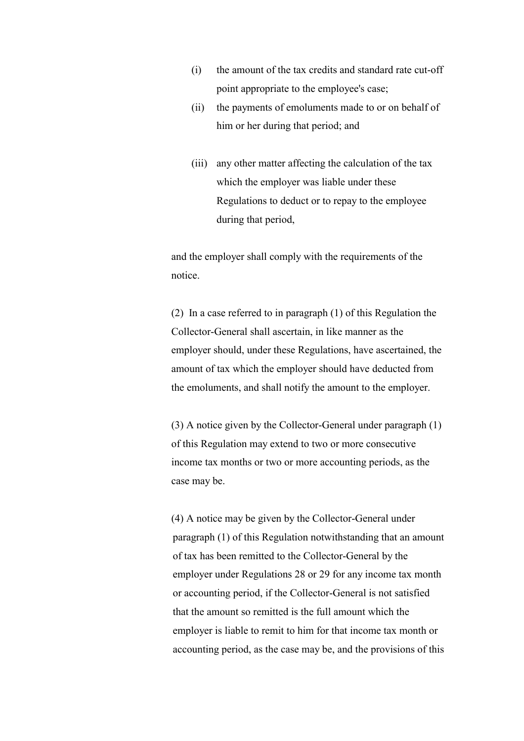(i) the amount of the tax credits and standard rate cut-off point appropriate to the employee's case;

(ii) the payments of emoluments made to or on behalf of him or her during that period; and

(iii) any other matter affecting the calculation of the tax which the employer was liable under these Regulations to deduct or to repay to the employee during that period,

and the employer shall comply with the requirements of the notice.

(2) In a case referred to in paragraph (1) of this Regulation the Collector-General shall ascertain, in like manner as the employer should, under these Regulations, have ascertained, the amount of tax which the employer should have deducted from the emoluments, and shall notify the amount to the employer.

(3) A notice given by the Collector-General under paragraph (1) of this Regulation may extend to two or more consecutive income tax months or two or more accounting periods, as the case may be.

(4) A notice may be given by the Collector-General under paragraph (1) of this Regulation notwithstanding that an amount of tax has been remitted to the Collector-General by the employer under Regulations 28 or 29 for any income tax month or accounting period, if the Collector-General is not satisfied that the amount so remitted is the full amount which the employer is liable to remit to him for that income tax month or accounting period, as the case may be, and the provisions of this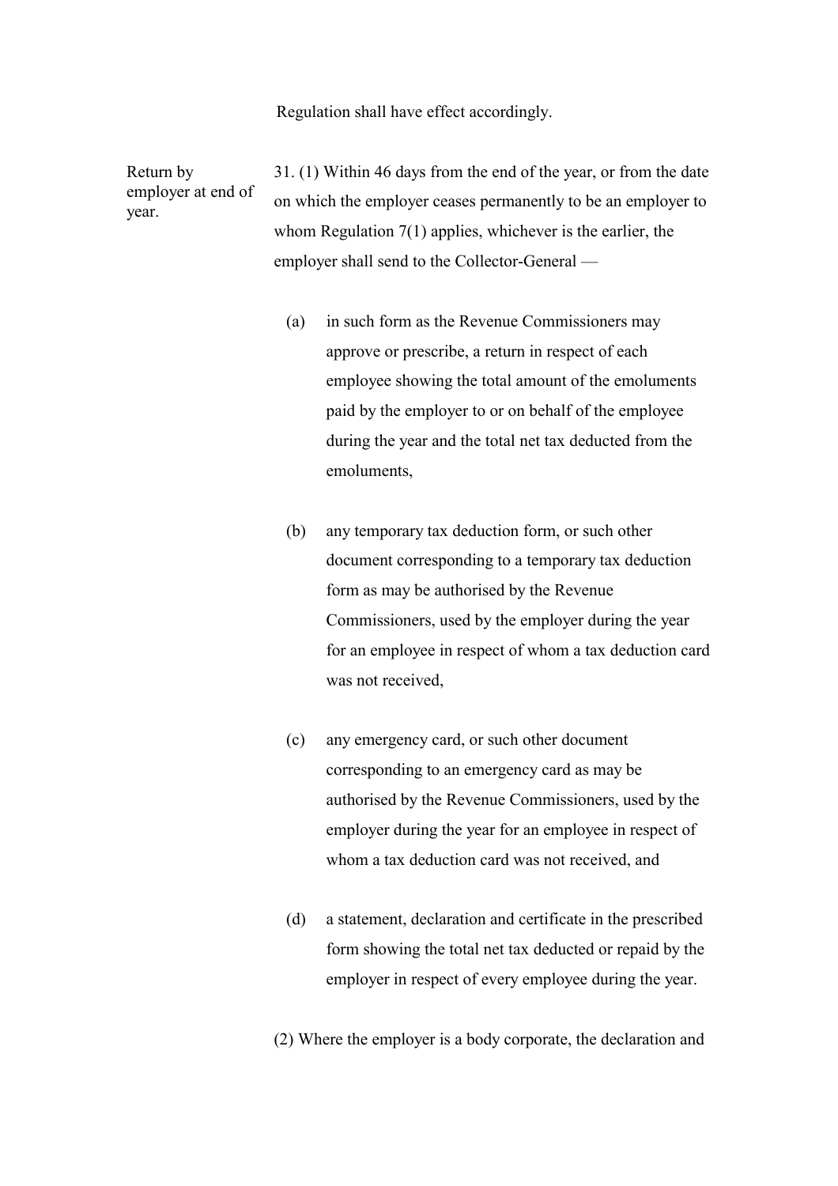Regulation shall have effect accordingly.

**Return by employer at end of year.**

31. (1) Within 46 days from the end of the year, or from the date on which the employer ceases permanently to be an employer to whom Regulation 7(1) applies, whichever is the earlier, the employer shall send to the Collector-General —

(a) in such form as the Revenue Commissioners may approve or prescribe, a return in respect of each employee showing the total amount of the emoluments paid by the employer to or on behalf of the employee during the year and the total net tax deducted from the emoluments,

(b) any temporary tax deduction form, or such other document corresponding to a temporary tax deduction form as may be authorised by the Revenue Commissioners, used by the employer during the year for an employee in respect of whom a tax deduction card was not received,

(c) any emergency card, or such other document corresponding to an emergency card as may be authorised by the Revenue Commissioners, used by the employer during the year for an employee in respect of whom a tax deduction card was not received, and

(d) a statement, declaration and certificate in the prescribed form showing the total net tax deducted or repaid by the employer in respect of every employee during the year.

(2) Where the employer is a body corporate, the declaration and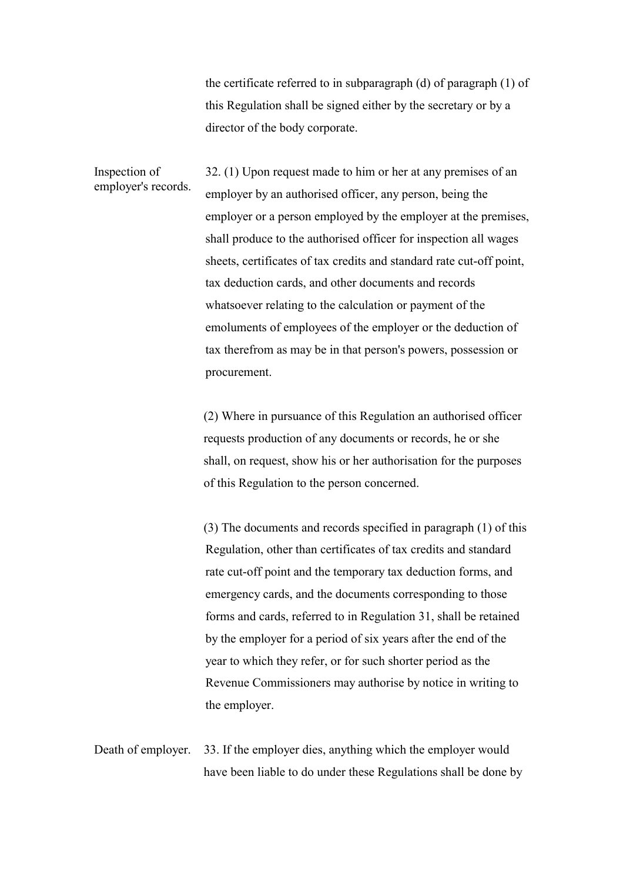the certificate referred to in subparagraph (d) of paragraph (1) of this Regulation shall be signed either by the secretary or by a director of the body corporate.

**Inspection of employer's records.**

32. (1) Upon request made to him or her at any premises of an employer by an authorised officer, any person, being the employer or a person employed by the employer at the premises, shall produce to the authorised officer for inspection all wages sheets, certificates of tax credits and standard rate cut-off point, tax deduction cards, and other documents and records whatsoever relating to the calculation or payment of the emoluments of employees of the employer or the deduction of tax therefrom as may be in that person's powers, possession or procurement.

(2) Where in pursuance of this Regulation an authorised officer requests production of any documents or records, he or she shall, on request, show his or her authorisation for the purposes of this Regulation to the person concerned.

(3) The documents and records specified in paragraph (1) of this Regulation, other than certificates of tax credits and standard rate cut-off point and the temporary tax deduction forms, and emergency cards, and the documents corresponding to those forms and cards, referred to in Regulation 31, shall be retained by the employer for a period of six years after the end of the year to which they refer, or for such shorter period as the Revenue Commissioners may authorise by notice in writing to the employer.

**Death of employer.**

33. If the employer dies, anything which the employer would have been liable to do under these Regulations shall be done by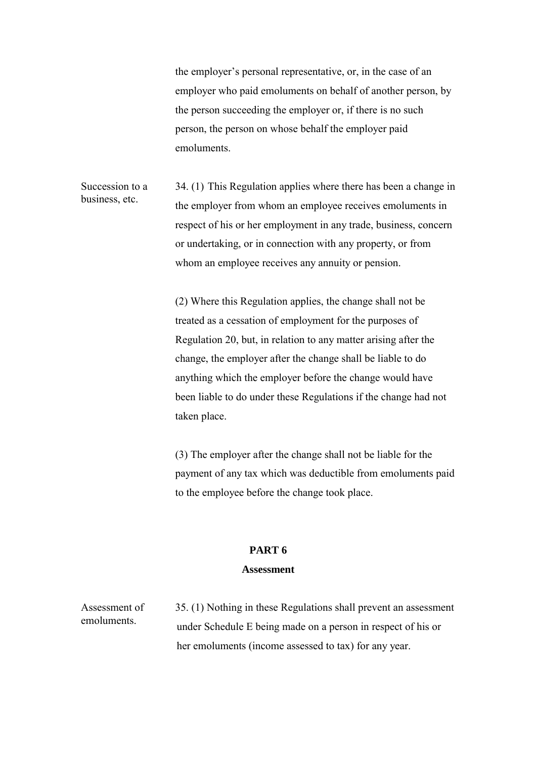the employer's personal representative, or, in the case of an employer who paid emoluments on behalf of another person, by the person succeeding the employer or, if there is no such person, the person on whose behalf the employer paid emoluments.

Succession to a business, etc.

34. (1) This Regulation applies where there has been a change in the employer from whom an employee receives emoluments in respect of his or her employment in any trade, business, concern or undertaking, or in connection with any property, or from whom an employee receives any annuity or pension.

(2) Where this Regulation applies, the change shall not be treated as a cessation of employment for the purposes of Regulation 20, but, in relation to any matter arising after the change, the employer after the change shall be liable to do anything which the employer before the change would have been liable to do under these Regulations if the change had not taken place.

(3) The employer after the change shall not be liable for the payment of any tax which was deductible from emoluments paid to the employee before the change took place.

## PART 6

## Assessment

Assessment of emoluments.

35. (1) Nothing in these Regulations shall prevent an assessment under Schedule E being made on a person in respect of his or her emoluments (income assessed to tax) for any year.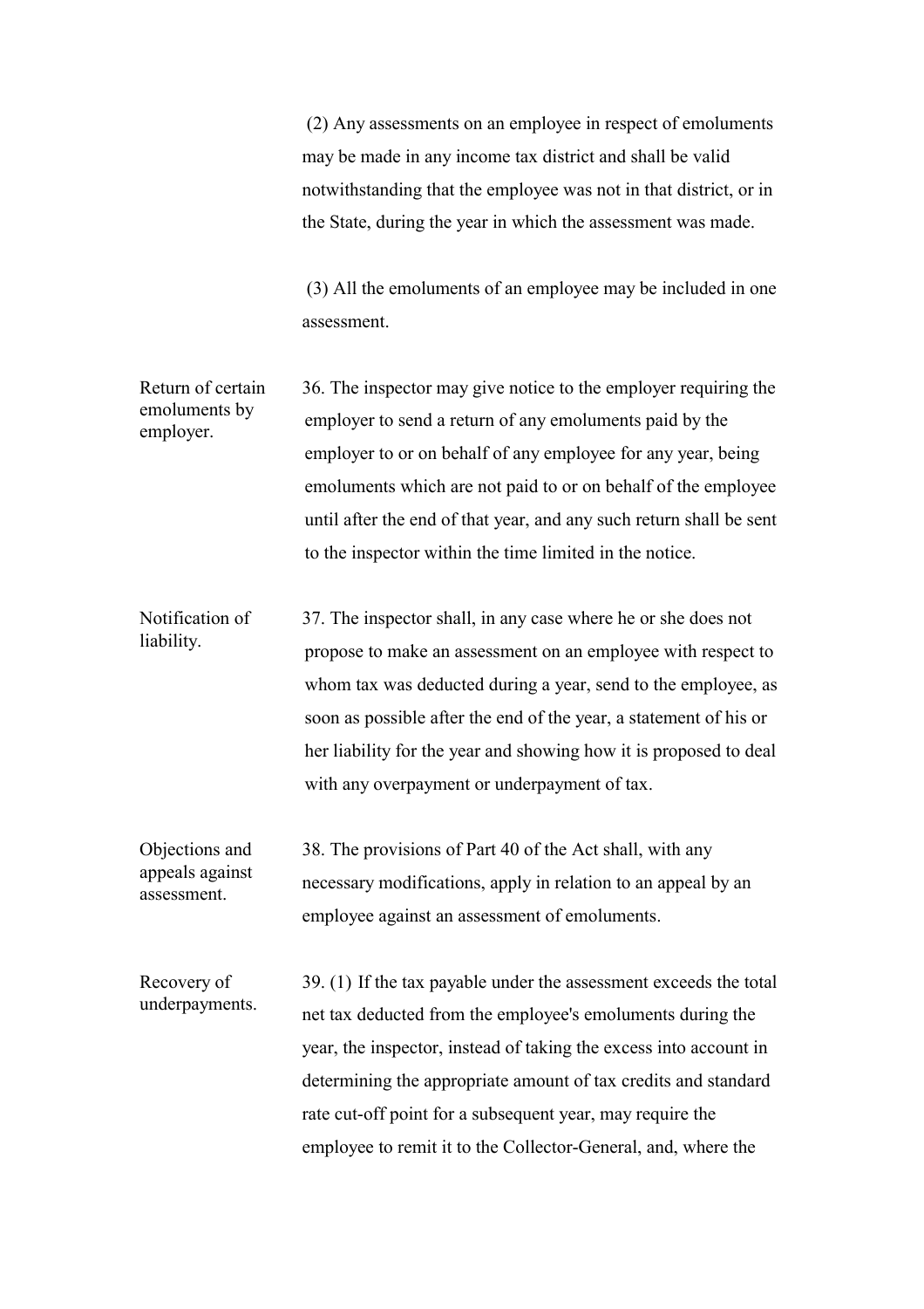(2) Any assessments on an employee in respect of emoluments may be made in any income tax district and shall be valid notwithstanding that the employee was not in that district, or in the State, during the year in which the assessment was made.

(3) All the emoluments of an employee may be included in one assessment.

**Return of certain emoluments by employer.**

36. The inspector may give notice to the employer requiring the employer to send a return of any emoluments paid by the employer to or on behalf of any employee for any year, being emoluments which are not paid to or on behalf of the employee until after the end of that year, and any such return shall be sent to the inspector within the time limited in the notice.

**Notification of liability.**

37. The inspector shall, in any case where he or she does not propose to make an assessment on an employee with respect to whom tax was deducted during a year, send to the employee, as soon as possible after the end of the year, a statement of his or her liability for the year and showing how it is proposed to deal with any overpayment or underpayment of tax.

**Objections and appeals against assessment.**

38. The provisions of Part 40 of the Act shall, with any necessary modifications, apply in relation to an appeal by an employee against an assessment of emoluments.

**Recovery of underpayments.**

39. (1) If the tax payable under the assessment exceeds the total net tax deducted from the employee's emoluments during the year, the inspector, instead of taking the excess into account in determining the appropriate amount of tax credits and standard rate cut-off point for a subsequent year, may require the employee to remit it to the Collector-General, and, where the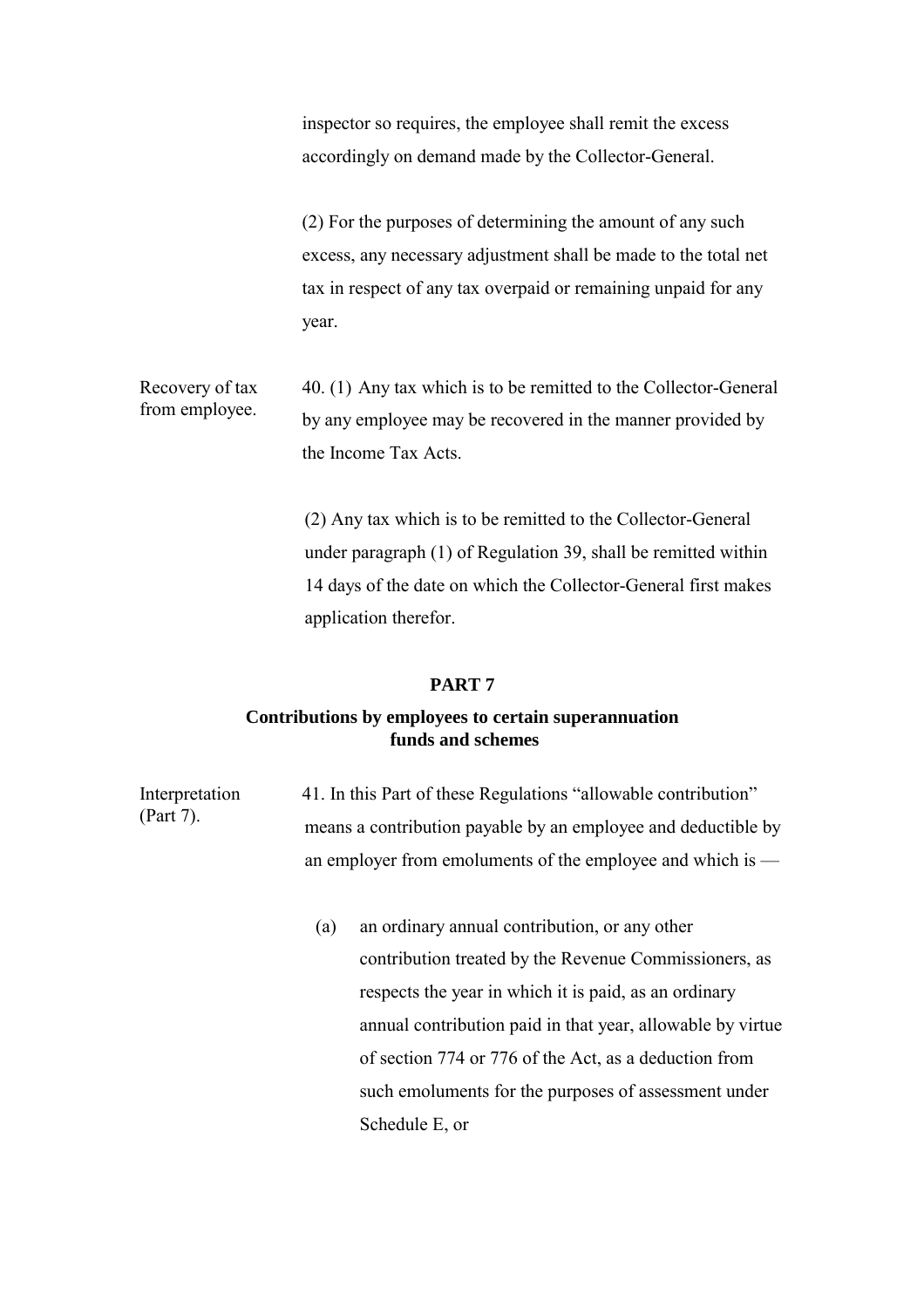inspector so requires, the employee shall remit the excess accordingly on demand made by the Collector-General.

(2) For the purposes of determining the amount of any such excess, any necessary adjustment shall be made to the total net tax in respect of any tax overpaid or remaining unpaid for any year.

Recovery of tax from employee.

40. (1) Any tax which is to be remitted to the Collector-General by any employee may be recovered in the manner provided by the Income Tax Acts.

(2) Any tax which is to be remitted to the Collector-General under paragraph (1) of Regulation 39, shall be remitted within 14 days of the date on which the Collector-General first makes application therefor.

## PART 7

### Contributions by employees to certain superannuation funds and schemes

Interpretation (Part 7).

41. In this Part of these Regulations "allowable contribution" means a contribution payable by an employee and deductible by an employer from emoluments of the employee and which is —

(a) an ordinary annual contribution, or any other contribution treated by the Revenue Commissioners, as respects the year in which it is paid, as an ordinary annual contribution paid in that year, allowable by virtue of section 774 or 776 of the Act, as a deduction from such emoluments for the purposes of assessment under Schedule E, or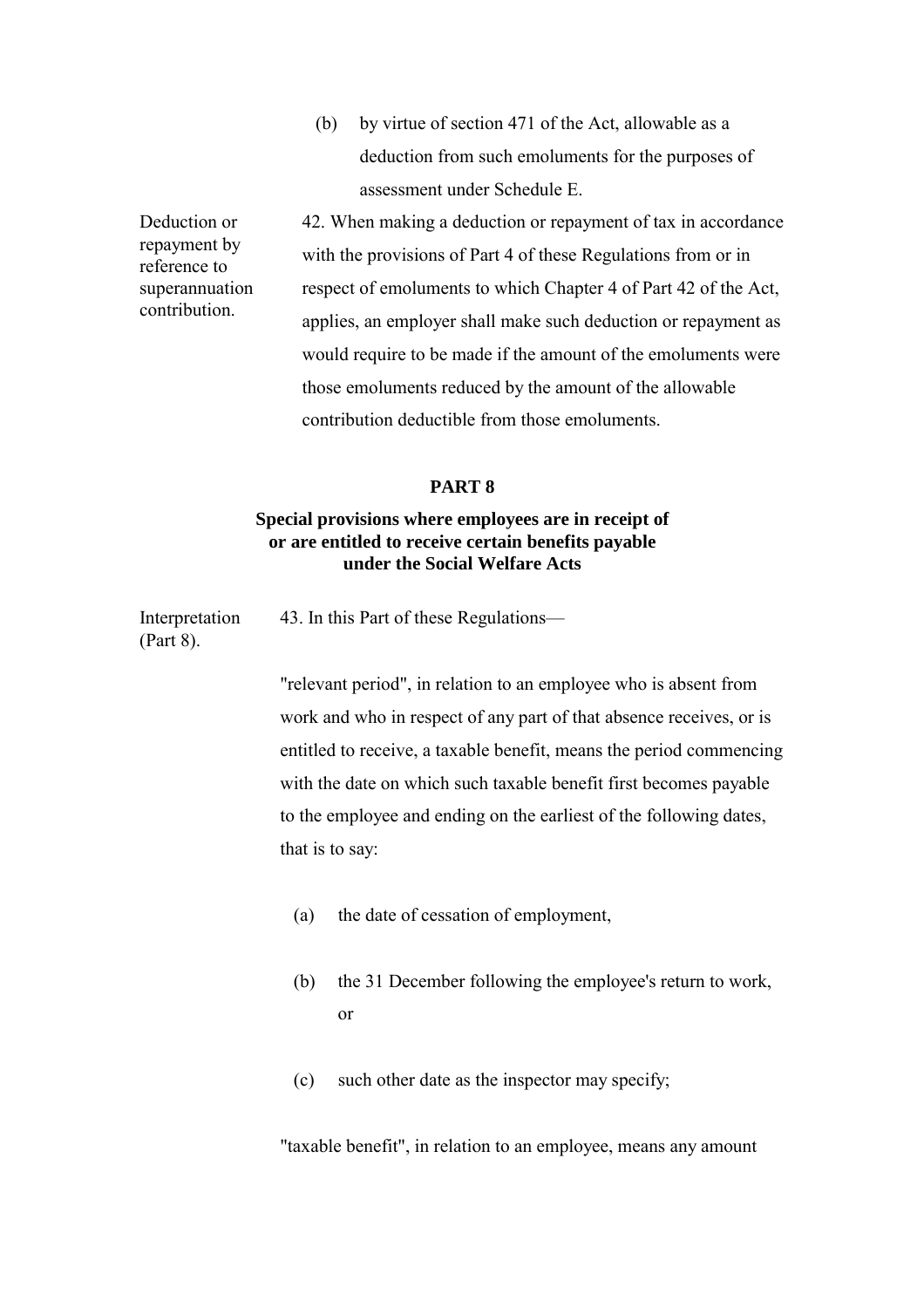(b) by virtue of section 471 of the Act, allowable as a deduction from such emoluments for the purposes of assessment under Schedule E.

Deduction or repayment by reference to superannuation contribution.

42. When making a deduction or repayment of tax in accordance with the provisions of Part 4 of these Regulations from or in respect of emoluments to which Chapter 4 of Part 42 of the Act, applies, an employer shall make such deduction or repayment as would require to be made if the amount of the emoluments were those emoluments reduced by the amount of the allowable contribution deductible from those emoluments.

## PART 8

### Special provisions where employees are in receipt of or are entitled to receive certain benefits payable under the Social Welfare Acts

Interpretation (Part 8).

43. In this Part of these Regulations—

"relevant period", in relation to an employee who is absent from work and who in respect of any part of that absence receives, or is entitled to receive, a taxable benefit, means the period commencing with the date on which such taxable benefit first becomes payable to the employee and ending on the earliest of the following dates, that is to say:

(a) the date of cessation of employment,

(b) the 31 December following the employee's return to work, or

(c) such other date as the inspector may specify;

"taxable benefit", in relation to an employee, means any amount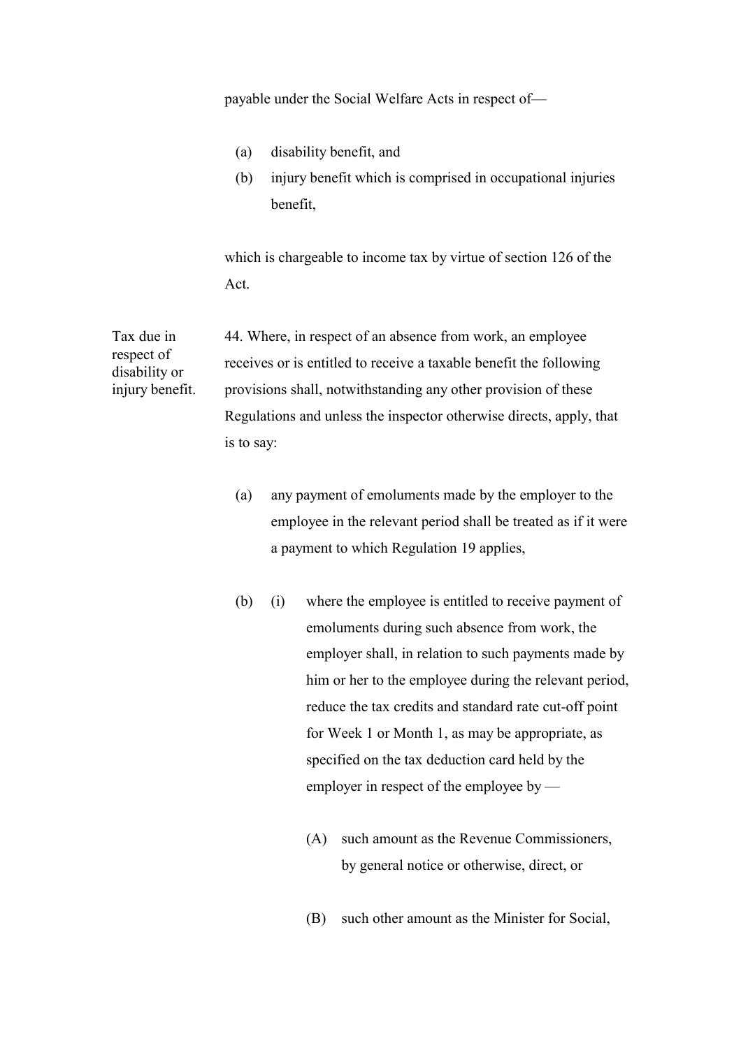payable under the Social Welfare Acts in respect of—

- (a) disability benefit, and
- (b) injury benefit which is comprised in occupational injuries benefit,

which is chargeable to income tax by virtue of section 126 of the Act.

Tax due in respect of disability or injury benefit.

44. Where, in respect of an absence from work, an employee receives or is entitled to receive a taxable benefit the following provisions shall, notwithstanding any other provision of these Regulations and unless the inspector otherwise directs, apply, that is to say:

- (a) any payment of emoluments made by the employer to the employee in the relevant period shall be treated as if it were a payment to which Regulation 19 applies,

- (b) (i) where the employee is entitled to receive payment of emoluments during such absence from work, the employer shall, in relation to such payments made by him or her to the employee during the relevant period, reduce the tax credits and standard rate cut-off point for Week 1 or Month 1, as may be appropriate, as specified on the tax deduction card held by the employer in respect of the employee by —

  - (A) such amount as the Revenue Commissioners, by general notice or otherwise, direct, or

  - (B) such other amount as the Minister for Social,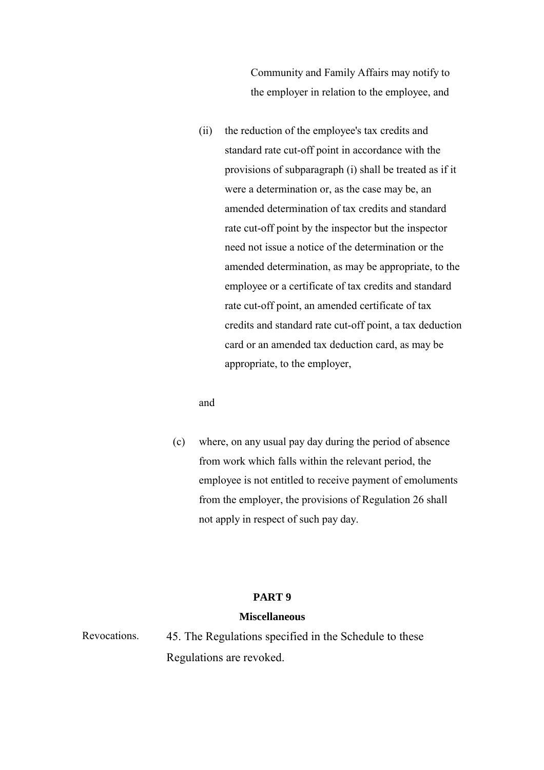Community and Family Affairs may notify to the employer in relation to the employee, and

(ii) the reduction of the employee's tax credits and standard rate cut-off point in accordance with the provisions of subparagraph (i) shall be treated as if it were a determination or, as the case may be, an amended determination of tax credits and standard rate cut-off point by the inspector but the inspector need not issue a notice of the determination or the amended determination, as may be appropriate, to the employee or a certificate of tax credits and standard rate cut-off point, an amended certificate of tax credits and standard rate cut-off point, a tax deduction card or an amended tax deduction card, as may be appropriate, to the employer,

and

(c) where, on any usual pay day during the period of absence from work which falls within the relevant period, the employee is not entitled to receive payment of emoluments from the employer, the provisions of Regulation 26 shall not apply in respect of such pay day.

## PART 9

### Miscellaneous

Revocations.

45. The Regulations specified in the Schedule to these Regulations are revoked.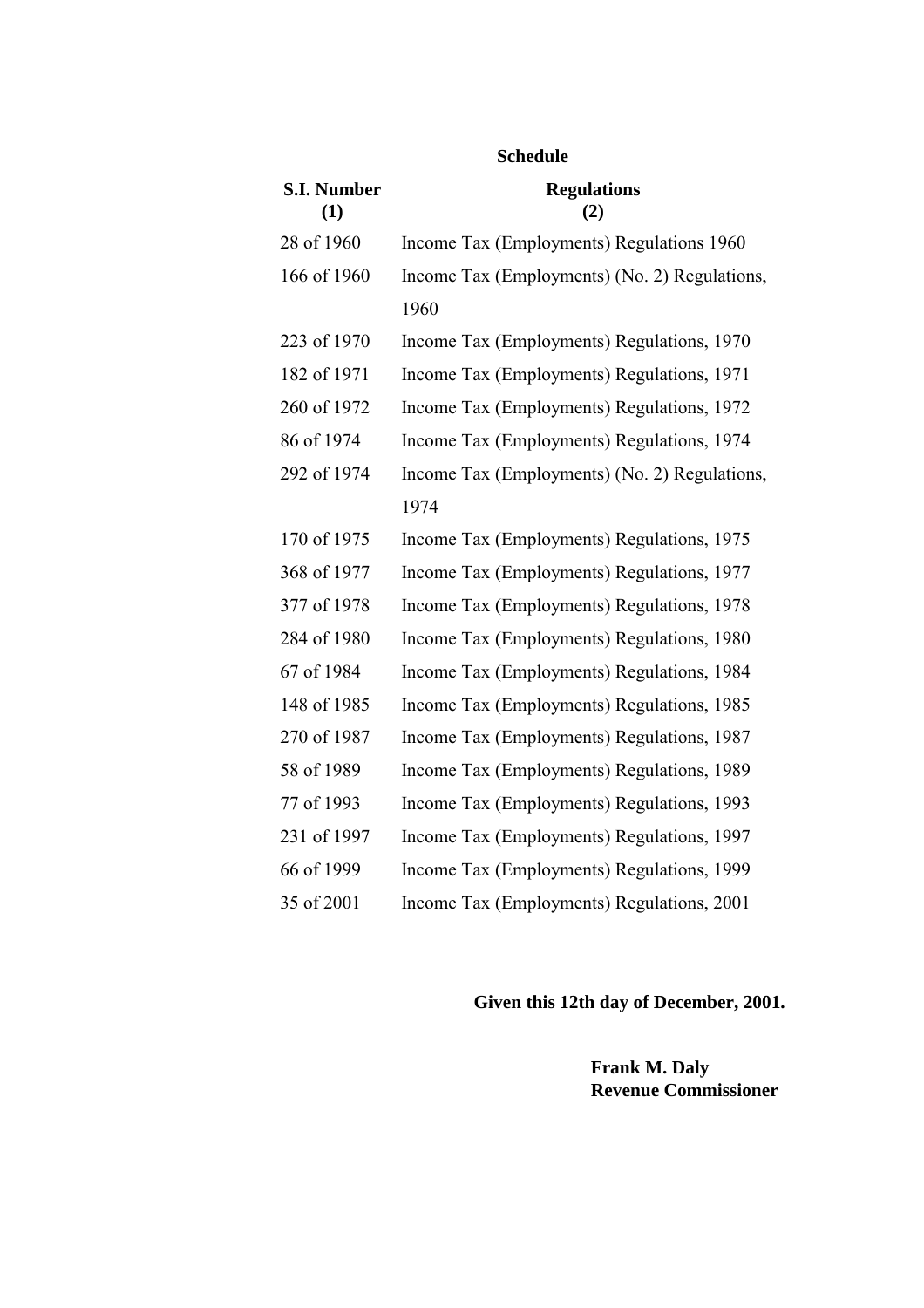**Schedule**

| S.I. Number (1) | Regulations (2) |
|---|---|
| 28 of 1960 | Income Tax (Employments) Regulations 1960 |
| 166 of 1960 | Income Tax (Employments) (No. 2) Regulations, 1960 |
| 223 of 1970 | Income Tax (Employments) Regulations, 1970 |
| 182 of 1971 | Income Tax (Employments) Regulations, 1971 |
| 260 of 1972 | Income Tax (Employments) Regulations, 1972 |
| 86 of 1974 | Income Tax (Employments) Regulations, 1974 |
| 292 of 1974 | Income Tax (Employments) (No. 2) Regulations, 1974 |
| 170 of 1975 | Income Tax (Employments) Regulations, 1975 |
| 368 of 1977 | Income Tax (Employments) Regulations, 1977 |
| 377 of 1978 | Income Tax (Employments) Regulations, 1978 |
| 284 of 1980 | Income Tax (Employments) Regulations, 1980 |
| 67 of 1984 | Income Tax (Employments) Regulations, 1984 |
| 148 of 1985 | Income Tax (Employments) Regulations, 1985 |
| 270 of 1987 | Income Tax (Employments) Regulations, 1987 |
| 58 of 1989 | Income Tax (Employments) Regulations, 1989 |
| 77 of 1993 | Income Tax (Employments) Regulations, 1993 |
| 231 of 1997 | Income Tax (Employments) Regulations, 1997 |
| 66 of 1999 | Income Tax (Employments) Regulations, 1999 |
| 35 of 2001 | Income Tax (Employments) Regulations, 2001 |

**Given this 12th day of December, 2001.**

**Frank M. Daly**
**Revenue Commissioner**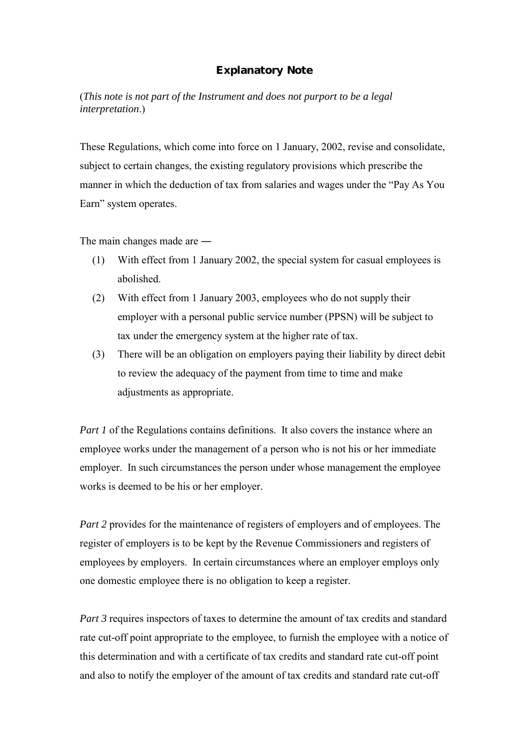# Explanatory Note

(*This note is not part of the Instrument and does not purport to be a legal interpretation*.)

These Regulations, which come into force on 1 January, 2002, revise and consolidate, subject to certain changes, the existing regulatory provisions which prescribe the manner in which the deduction of tax from salaries and wages under the "Pay As You Earn" system operates.

The main changes made are —

(1) With effect from 1 January 2002, the special system for casual employees is abolished.

(2) With effect from 1 January 2003, employees who do not supply their employer with a personal public service number (PPSN) will be subject to tax under the emergency system at the higher rate of tax.

(3) There will be an obligation on employers paying their liability by direct debit to review the adequacy of the payment from time to time and make adjustments as appropriate.

*Part 1* of the Regulations contains definitions. It also covers the instance where an employee works under the management of a person who is not his or her immediate employer. In such circumstances the person under whose management the employee works is deemed to be his or her employer.

*Part 2* provides for the maintenance of registers of employers and of employees. The register of employers is to be kept by the Revenue Commissioners and registers of employees by employers. In certain circumstances where an employer employs only one domestic employee there is no obligation to keep a register.

*Part 3* requires inspectors of taxes to determine the amount of tax credits and standard rate cut-off point appropriate to the employee, to furnish the employee with a notice of this determination and with a certificate of tax credits and standard rate cut-off point and also to notify the employer of the amount of tax credits and standard rate cut-off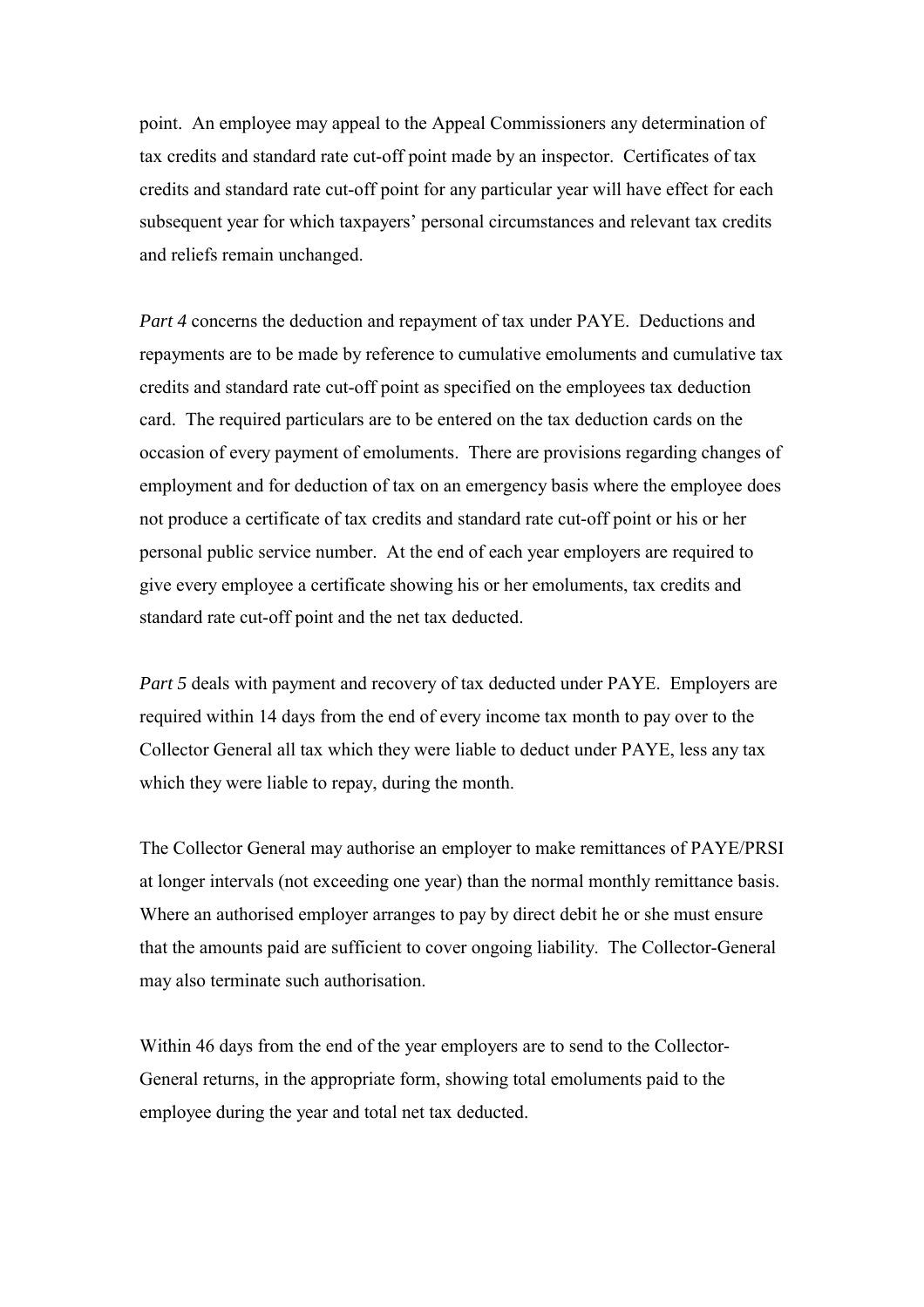point. An employee may appeal to the Appeal Commissioners any determination of tax credits and standard rate cut-off point made by an inspector. Certificates of tax credits and standard rate cut-off point for any particular year will have effect for each subsequent year for which taxpayers' personal circumstances and relevant tax credits and reliefs remain unchanged.

*Part 4* concerns the deduction and repayment of tax under PAYE. Deductions and repayments are to be made by reference to cumulative emoluments and cumulative tax credits and standard rate cut-off point as specified on the employees tax deduction card. The required particulars are to be entered on the tax deduction cards on the occasion of every payment of emoluments. There are provisions regarding changes of employment and for deduction of tax on an emergency basis where the employee does not produce a certificate of tax credits and standard rate cut-off point or his or her personal public service number. At the end of each year employers are required to give every employee a certificate showing his or her emoluments, tax credits and standard rate cut-off point and the net tax deducted.

*Part 5* deals with payment and recovery of tax deducted under PAYE. Employers are required within 14 days from the end of every income tax month to pay over to the Collector General all tax which they were liable to deduct under PAYE, less any tax which they were liable to repay, during the month.

The Collector General may authorise an employer to make remittances of PAYE/PRSI at longer intervals (not exceeding one year) than the normal monthly remittance basis. Where an authorised employer arranges to pay by direct debit he or she must ensure that the amounts paid are sufficient to cover ongoing liability. The Collector-General may also terminate such authorisation.

Within 46 days from the end of the year employers are to send to the Collector-General returns, in the appropriate form, showing total emoluments paid to the employee during the year and total net tax deducted.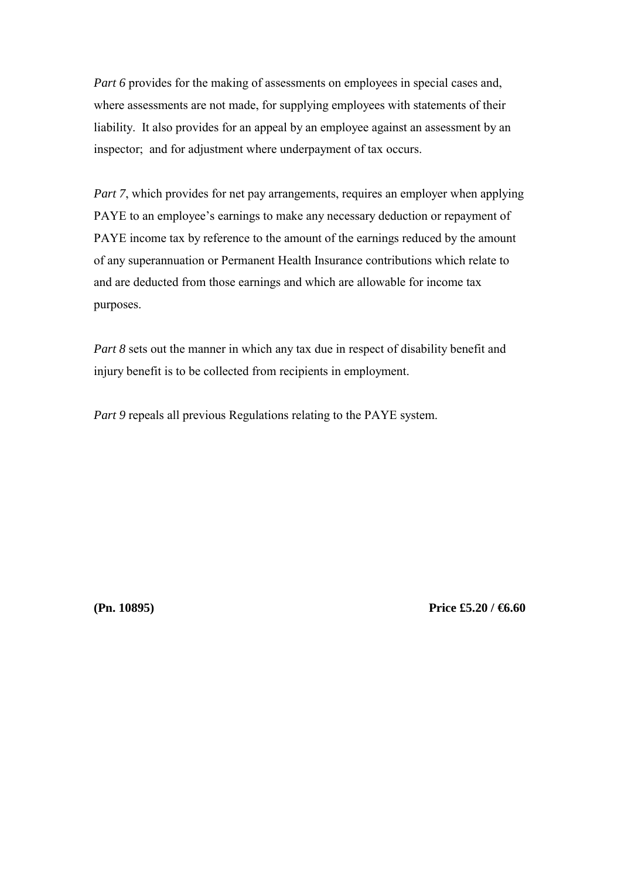*Part 6* provides for the making of assessments on employees in special cases and, where assessments are not made, for supplying employees with statements of their liability. It also provides for an appeal by an employee against an assessment by an inspector; and for adjustment where underpayment of tax occurs.

*Part 7*, which provides for net pay arrangements, requires an employer when applying PAYE to an employee's earnings to make any necessary deduction or repayment of PAYE income tax by reference to the amount of the earnings reduced by the amount of any superannuation or Permanent Health Insurance contributions which relate to and are deducted from those earnings and which are allowable for income tax purposes.

*Part 8* sets out the manner in which any tax due in respect of disability benefit and injury benefit is to be collected from recipients in employment.

*Part 9* repeals all previous Regulations relating to the PAYE system.

**(Pn. 10895)** **Price £5.20 / €6.60**